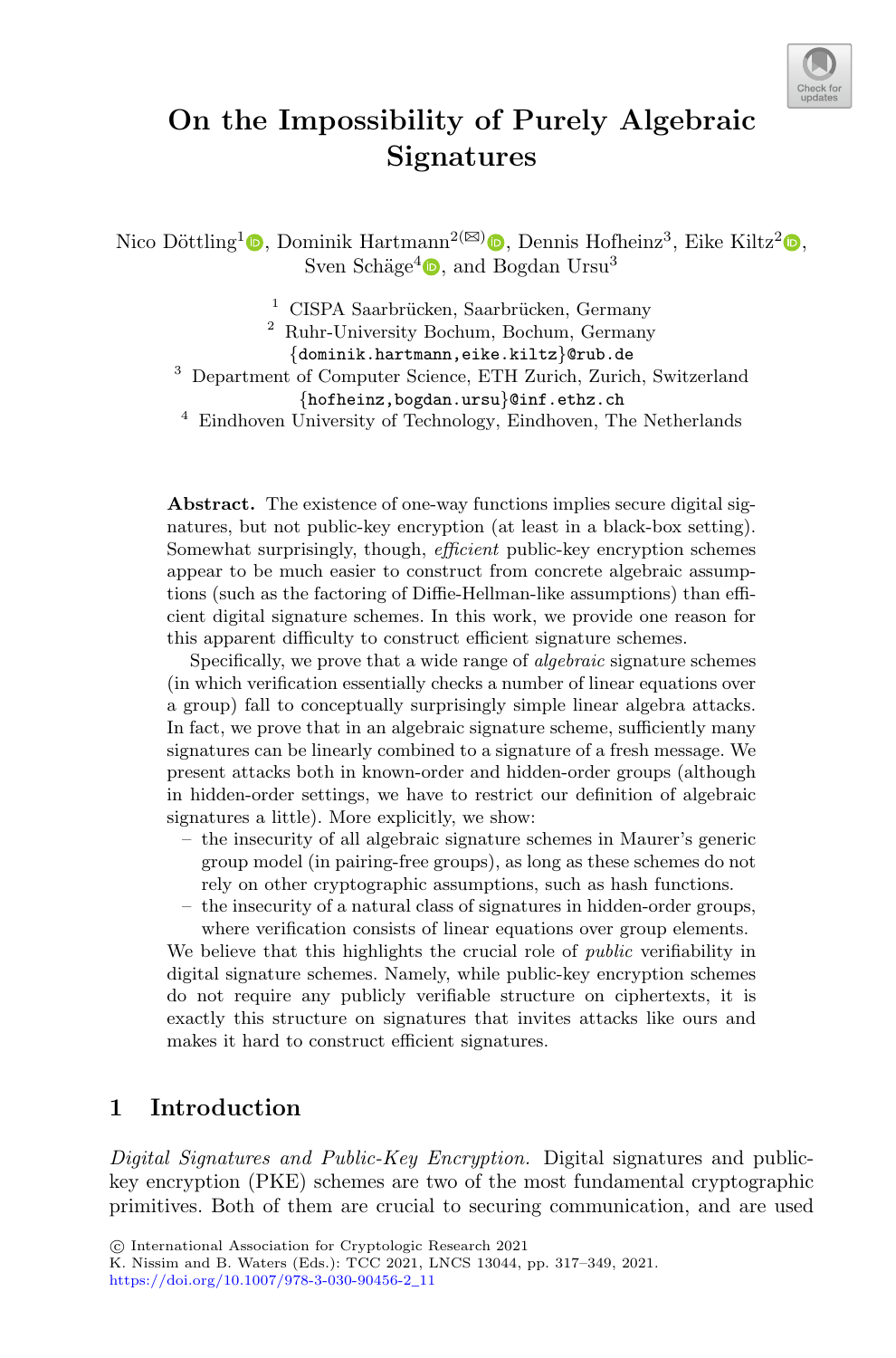# On the Impossibility of Purely Algebraic Signatures

Nico Döttling[1], Dominik Hartmann[2](✉), Dennis Hofheinz[3], Eike Kiltz[2], Sven Schäge[4], and Bogdan Ursu[3]

[1] CISPA Saarbrücken, Saarbrücken, Germany
[2] Ruhr-University Bochum, Bochum, Germany
{dominik.hartmann,eike.kiltz}@rub.de
[3] Department of Computer Science, ETH Zurich, Zurich, Switzerland
{hofheinz,bogdan.ursu}@inf.ethz.ch
[4] Eindhoven University of Technology, Eindhoven, The Netherlands

**Abstract.** The existence of one-way functions implies secure digital signatures, but not public-key encryption (at least in a black-box setting). Somewhat surprisingly, though, *efficient* public-key encryption schemes appear to be much easier to construct from concrete algebraic assumptions (such as the factoring of Diffie-Hellman-like assumptions) than efficient digital signature schemes. In this work, we provide one reason for this apparent difficulty to construct efficient signature schemes.

Specifically, we prove that a wide range of *algebraic* signature schemes (in which verification essentially checks a number of linear equations over a group) fall to conceptually surprisingly simple linear algebra attacks. In fact, we prove that in an algebraic signature scheme, sufficiently many signatures can be linearly combined to a signature of a fresh message. We present attacks both in known-order and hidden-order groups (although in hidden-order settings, we have to restrict our definition of algebraic signatures a little). More explicitly, we show:

- the insecurity of all algebraic signature schemes in Maurer's generic group model (in pairing-free groups), as long as these schemes do not rely on other cryptographic assumptions, such as hash functions.
- the insecurity of a natural class of signatures in hidden-order groups, where verification consists of linear equations over group elements.

We believe that this highlights the crucial role of *public* verifiability in digital signature schemes. Namely, while public-key encryption schemes do not require any publicly verifiable structure on ciphertexts, it is exactly this structure on signatures that invites attacks like ours and makes it hard to construct efficient signatures.

## 1 Introduction

*Digital Signatures and Public-Key Encryption.* Digital signatures and public-key encryption (PKE) schemes are two of the most fundamental cryptographic primitives. Both of them are crucial to securing communication, and are used

© International Association for Cryptologic Research 2021
K. Nissim and B. Waters (Eds.): TCC 2021, LNCS 13044, pp. 317–349, 2021.
https://doi.org/10.1007/978-3-030-90456-2_11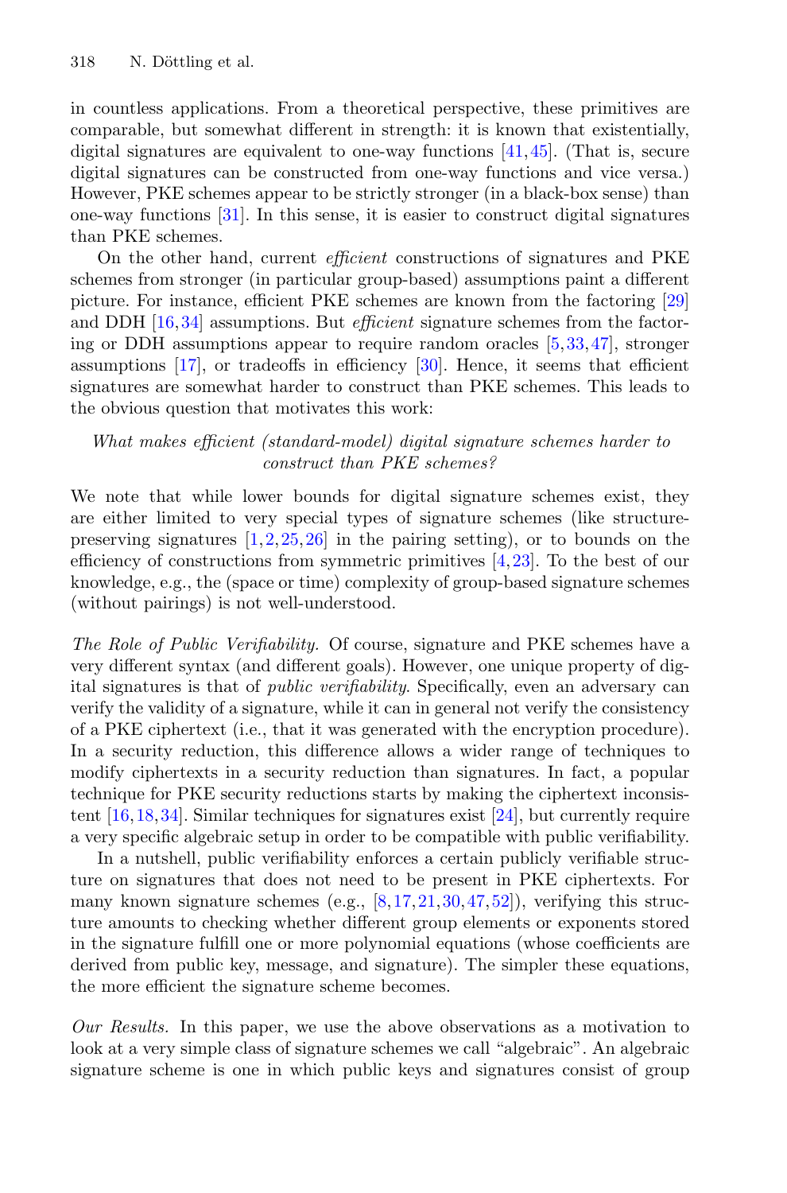in countless applications. From a theoretical perspective, these primitives are comparable, but somewhat different in strength: it is known that existentially, digital signatures are equivalent to one-way functions [41,45]. (That is, secure digital signatures can be constructed from one-way functions and vice versa.) However, PKE schemes appear to be strictly stronger (in a black-box sense) than one-way functions [31]. In this sense, it is easier to construct digital signatures than PKE schemes.

On the other hand, current *efficient* constructions of signatures and PKE schemes from stronger (in particular group-based) assumptions paint a different picture. For instance, efficient PKE schemes are known from the factoring [29] and DDH [16,34] assumptions. But *efficient* signature schemes from the factoring or DDH assumptions appear to require random oracles [5,33,47], stronger assumptions [17], or tradeoffs in efficiency [30]. Hence, it seems that efficient signatures are somewhat harder to construct than PKE schemes. This leads to the obvious question that motivates this work:

*What makes efficient (standard-model) digital signature schemes harder to construct than PKE schemes?*

We note that while lower bounds for digital signature schemes exist, they are either limited to very special types of signature schemes (like structure-preserving signatures [1,2,25,26] in the pairing setting), or to bounds on the efficiency of constructions from symmetric primitives [4,23]. To the best of our knowledge, e.g., the (space or time) complexity of group-based signature schemes (without pairings) is not well-understood.

*The Role of Public Verifiability.* Of course, signature and PKE schemes have a very different syntax (and different goals). However, one unique property of digital signatures is that of *public verifiability*. Specifically, even an adversary can verify the validity of a signature, while it can in general not verify the consistency of a PKE ciphertext (i.e., that it was generated with the encryption procedure). In a security reduction, this difference allows a wider range of techniques to modify ciphertexts in a security reduction than signatures. In fact, a popular technique for PKE security reductions starts by making the ciphertext inconsistent [16,18,34]. Similar techniques for signatures exist [24], but currently require a very specific algebraic setup in order to be compatible with public verifiability.

In a nutshell, public verifiability enforces a certain publicly verifiable structure on signatures that does not need to be present in PKE ciphertexts. For many known signature schemes (e.g., [8,17,21,30,47,52]), verifying this structure amounts to checking whether different group elements or exponents stored in the signature fulfill one or more polynomial equations (whose coefficients are derived from public key, message, and signature). The simpler these equations, the more efficient the signature scheme becomes.

*Our Results.* In this paper, we use the above observations as a motivation to look at a very simple class of signature schemes we call "algebraic". An algebraic signature scheme is one in which public keys and signatures consist of group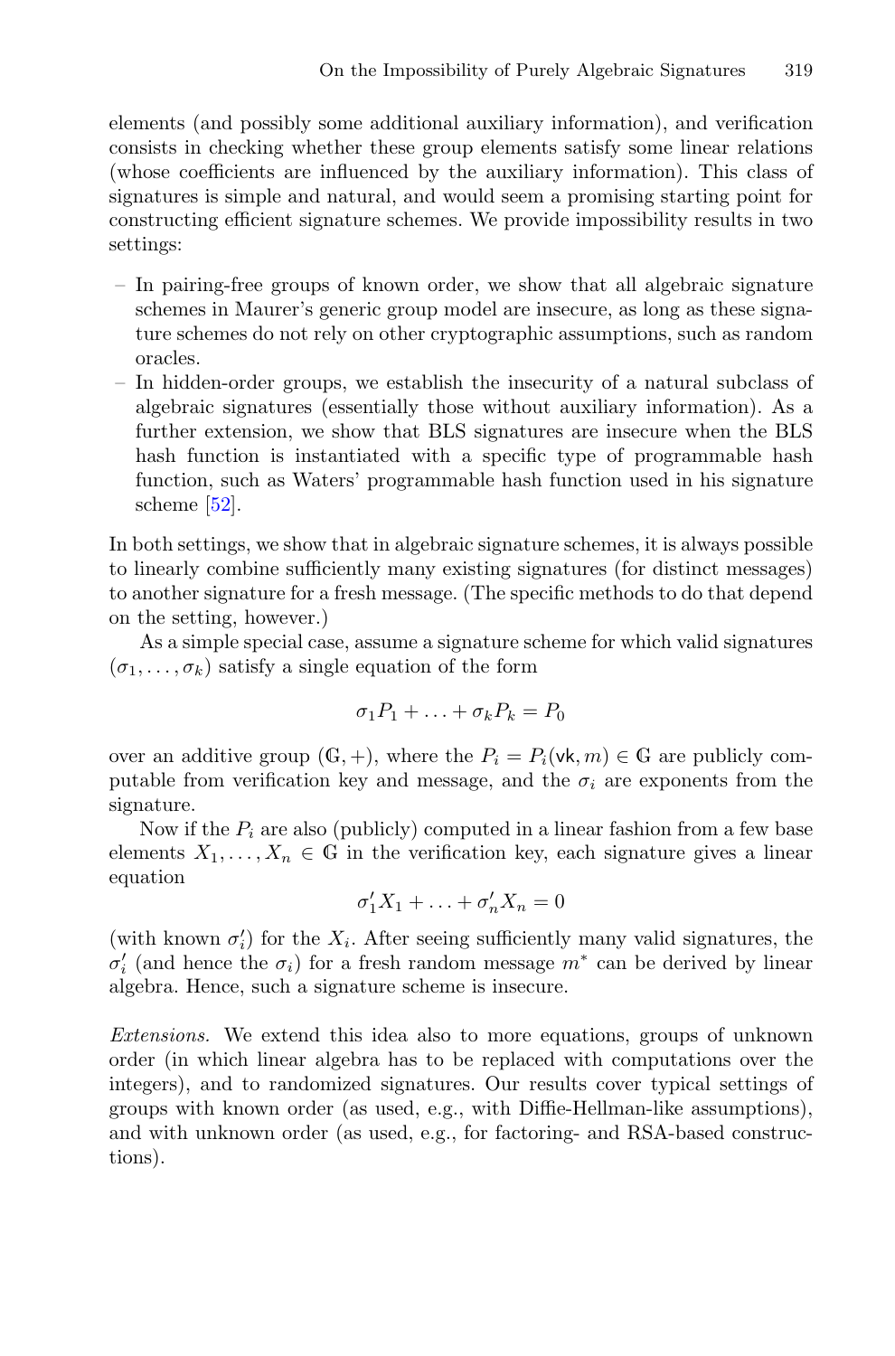elements (and possibly some additional auxiliary information), and verification consists in checking whether these group elements satisfy some linear relations (whose coefficients are influenced by the auxiliary information). This class of signatures is simple and natural, and would seem a promising starting point for constructing efficient signature schemes. We provide impossibility results in two settings:

- In pairing-free groups of known order, we show that all algebraic signature schemes in Maurer's generic group model are insecure, as long as these signature schemes do not rely on other cryptographic assumptions, such as random oracles.
- In hidden-order groups, we establish the insecurity of a natural subclass of algebraic signatures (essentially those without auxiliary information). As a further extension, we show that BLS signatures are insecure when the BLS hash function is instantiated with a specific type of programmable hash function, such as Waters' programmable hash function used in his signature scheme [52].

In both settings, we show that in algebraic signature schemes, it is always possible to linearly combine sufficiently many existing signatures (for distinct messages) to another signature for a fresh message. (The specific methods to do that depend on the setting, however.)

As a simple special case, assume a signature scheme for which valid signatures $(\sigma_1, \ldots, \sigma_k)$ satisfy a single equation of the form

$$\sigma_1 P_1 + \ldots + \sigma_k P_k = P_0$$

over an additive group $(\mathbb{G}, +)$, where the $P_i = P_i(\mathsf{vk}, m) \in \mathbb{G}$ are publicly computable from verification key and message, and the $\sigma_i$ are exponents from the signature.

Now if the $P_i$ are also (publicly) computed in a linear fashion from a few base elements $X_1, \ldots, X_n \in \mathbb{G}$ in the verification key, each signature gives a linear equation

$$\sigma'_1 X_1 + \ldots + \sigma'_n X_n = 0$$

(with known $\sigma'_i$) for the $X_i$. After seeing sufficiently many valid signatures, the $\sigma'_i$ (and hence the $\sigma_i$) for a fresh random message $m^*$ can be derived by linear algebra. Hence, such a signature scheme is insecure.

*Extensions.* We extend this idea also to more equations, groups of unknown order (in which linear algebra has to be replaced with computations over the integers), and to randomized signatures. Our results cover typical settings of groups with known order (as used, e.g., with Diffie-Hellman-like assumptions), and with unknown order (as used, e.g., for factoring- and RSA-based constructions).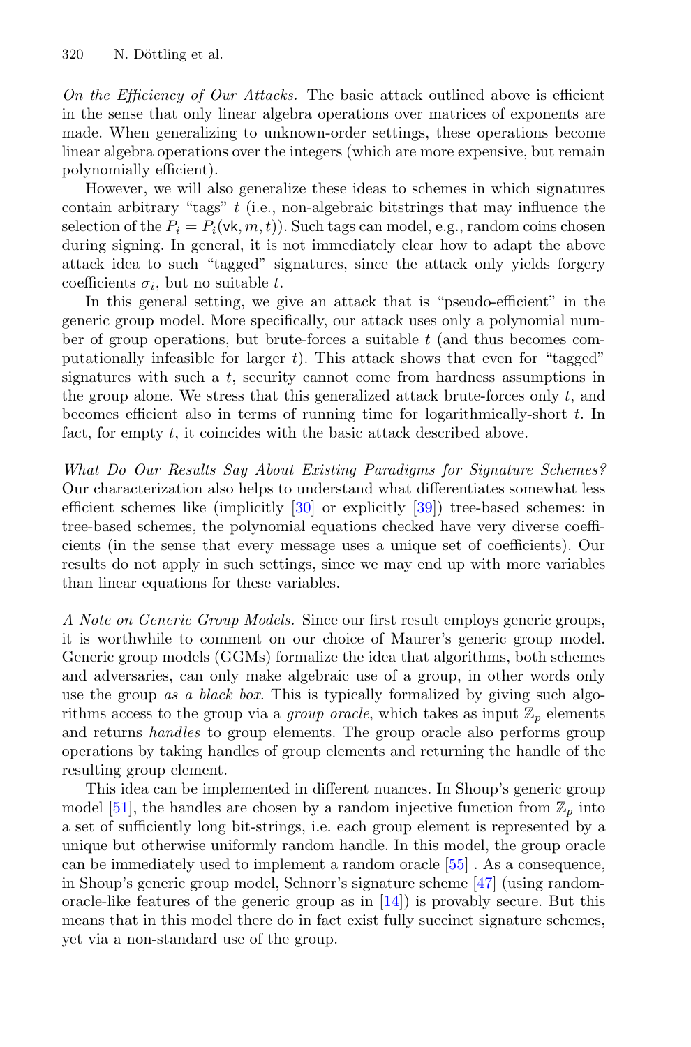*On the Efficiency of Our Attacks.* The basic attack outlined above is efficient in the sense that only linear algebra operations over matrices of exponents are made. When generalizing to unknown-order settings, these operations become linear algebra operations over the integers (which are more expensive, but remain polynomially efficient).

However, we will also generalize these ideas to schemes in which signatures contain arbitrary "tags" $t$ (i.e., non-algebraic bitstrings that may influence the selection of the $P_i = P_i(\mathsf{vk}, m, t)$). Such tags can model, e.g., random coins chosen during signing. In general, it is not immediately clear how to adapt the above attack idea to such "tagged" signatures, since the attack only yields forgery coefficients $\sigma_i$, but no suitable $t$.

In this general setting, we give an attack that is "pseudo-efficient" in the generic group model. More specifically, our attack uses only a polynomial number of group operations, but brute-forces a suitable $t$ (and thus becomes computationally infeasible for larger $t$). This attack shows that even for "tagged" signatures with such a $t$, security cannot come from hardness assumptions in the group alone. We stress that this generalized attack brute-forces only $t$, and becomes efficient also in terms of running time for logarithmically-short $t$. In fact, for empty $t$, it coincides with the basic attack described above.

*What Do Our Results Say About Existing Paradigms for Signature Schemes?* Our characterization also helps to understand what differentiates somewhat less efficient schemes like (implicitly [30] or explicitly [39]) tree-based schemes: in tree-based schemes, the polynomial equations checked have very diverse coefficients (in the sense that every message uses a unique set of coefficients). Our results do not apply in such settings, since we may end up with more variables than linear equations for these variables.

*A Note on Generic Group Models.* Since our first result employs generic groups, it is worthwhile to comment on our choice of Maurer's generic group model. Generic group models (GGMs) formalize the idea that algorithms, both schemes and adversaries, can only make algebraic use of a group, in other words only use the group *as a black box*. This is typically formalized by giving such algorithms access to the group via a *group oracle*, which takes as input $\mathbb{Z}_p$ elements and returns *handles* to group elements. The group oracle also performs group operations by taking handles of group elements and returning the handle of the resulting group element.

This idea can be implemented in different nuances. In Shoup's generic group model [51], the handles are chosen by a random injective function from $\mathbb{Z}_p$ into a set of sufficiently long bit-strings, i.e. each group element is represented by a unique but otherwise uniformly random handle. In this model, the group oracle can be immediately used to implement a random oracle [55] . As a consequence, in Shoup's generic group model, Schnorr's signature scheme [47] (using random-oracle-like features of the generic group as in [14]) is provably secure. But this means that in this model there do in fact exist fully succinct signature schemes, yet via a non-standard use of the group.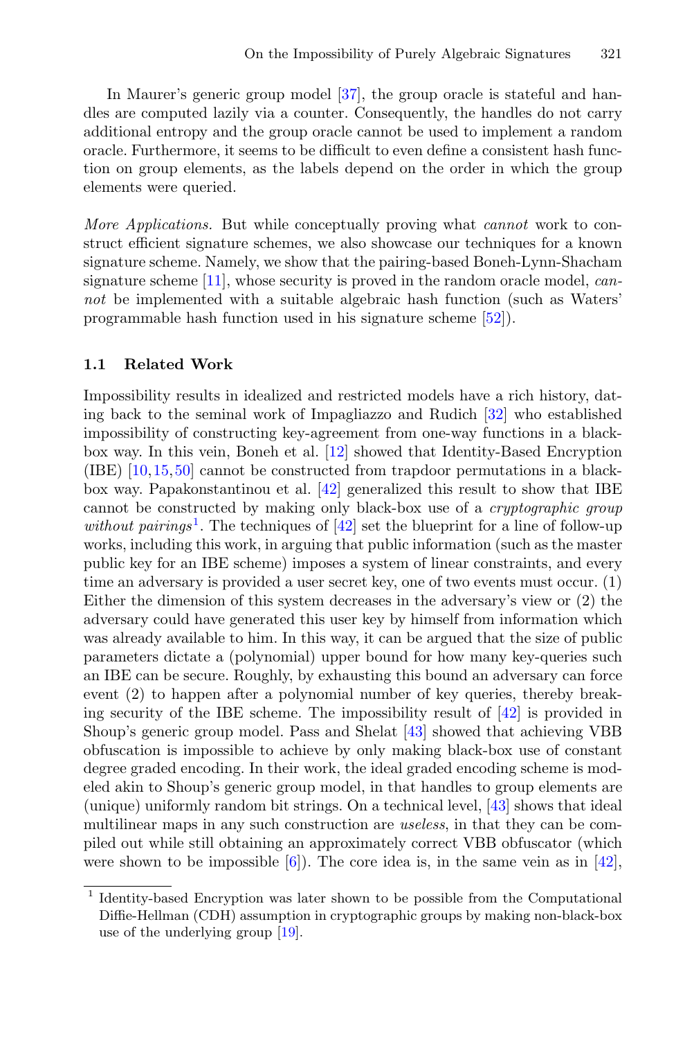In Maurer's generic group model [37], the group oracle is stateful and handles are computed lazily via a counter. Consequently, the handles do not carry additional entropy and the group oracle cannot be used to implement a random oracle. Furthermore, it seems to be difficult to even define a consistent hash function on group elements, as the labels depend on the order in which the group elements were queried.

*More Applications.* But while conceptually proving what *cannot* work to construct efficient signature schemes, we also showcase our techniques for a known signature scheme. Namely, we show that the pairing-based Boneh-Lynn-Shacham signature scheme [11], whose security is proved in the random oracle model, *cannot* be implemented with a suitable algebraic hash function (such as Waters' programmable hash function used in his signature scheme [52]).

### 1.1 Related Work

Impossibility results in idealized and restricted models have a rich history, dating back to the seminal work of Impagliazzo and Rudich [32] who established impossibility of constructing key-agreement from one-way functions in a black-box way. In this vein, Boneh et al. [12] showed that Identity-Based Encryption (IBE) [10,15,50] cannot be constructed from trapdoor permutations in a black-box way. Papakonstantinou et al. [42] generalized this result to show that IBE cannot be constructed by making only black-box use of a *cryptographic group without pairings*[1]. The techniques of [42] set the blueprint for a line of follow-up works, including this work, in arguing that public information (such as the master public key for an IBE scheme) imposes a system of linear constraints, and every time an adversary is provided a user secret key, one of two events must occur. (1) Either the dimension of this system decreases in the adversary's view or (2) the adversary could have generated this user key by himself from information which was already available to him. In this way, it can be argued that the size of public parameters dictate a (polynomial) upper bound for how many key-queries such an IBE can be secure. Roughly, by exhausting this bound an adversary can force event (2) to happen after a polynomial number of key queries, thereby breaking security of the IBE scheme. The impossibility result of [42] is provided in Shoup's generic group model. Pass and Shelat [43] showed that achieving VBB obfuscation is impossible to achieve by only making black-box use of constant degree graded encoding. In their work, the ideal graded encoding scheme is modeled akin to Shoup's generic group model, in that handles to group elements are (unique) uniformly random bit strings. On a technical level, [43] shows that ideal multilinear maps in any such construction are *useless*, in that they can be compiled out while still obtaining an approximately correct VBB obfuscator (which were shown to be impossible [6]). The core idea is, in the same vein as in [42],

[1] Identity-based Encryption was later shown to be possible from the Computational Diffie-Hellman (CDH) assumption in cryptographic groups by making non-black-box use of the underlying group [19].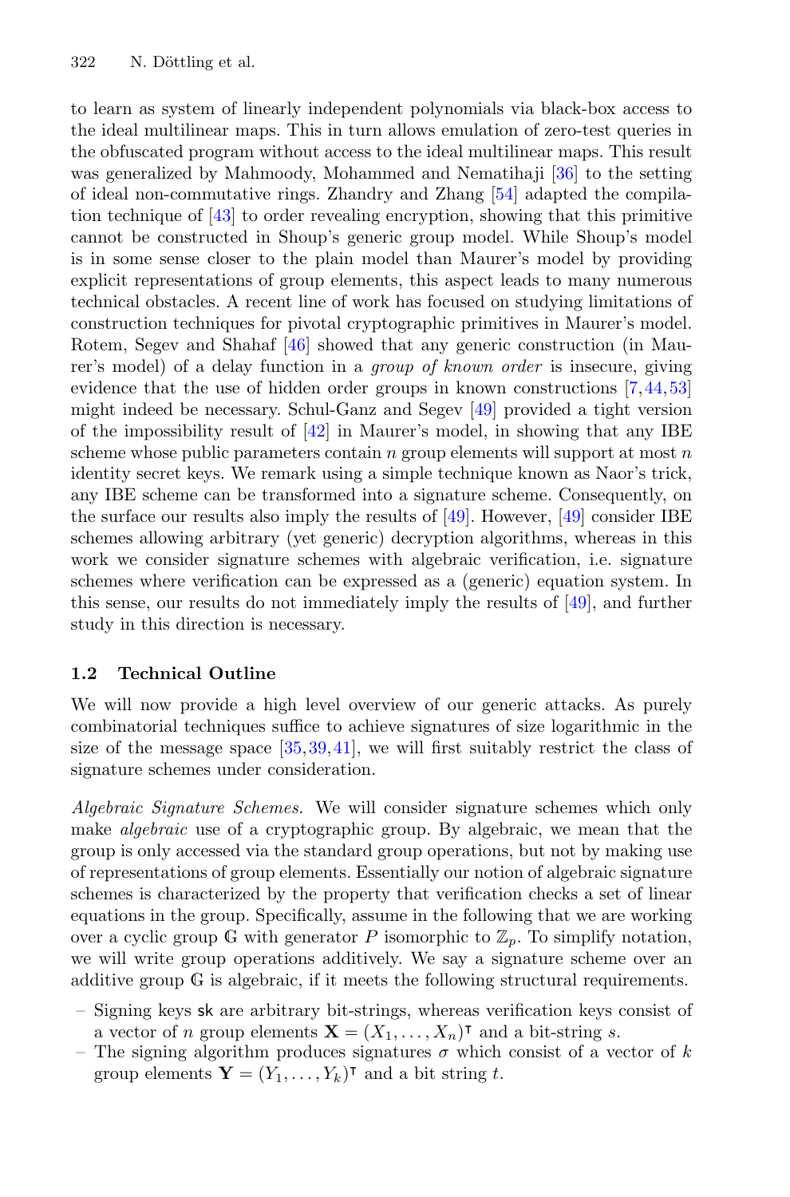to learn as system of linearly independent polynomials via black-box access to the ideal multilinear maps. This in turn allows emulation of zero-test queries in the obfuscated program without access to the ideal multilinear maps. This result was generalized by Mahmoody, Mohammed and Nematihaji [36] to the setting of ideal non-commutative rings. Zhandry and Zhang [54] adapted the compilation technique of [43] to order revealing encryption, showing that this primitive cannot be constructed in Shoup's generic group model. While Shoup's model is in some sense closer to the plain model than Maurer's model by providing explicit representations of group elements, this aspect leads to many numerous technical obstacles. A recent line of work has focused on studying limitations of construction techniques for pivotal cryptographic primitives in Maurer's model. Rotem, Segev and Shahaf [46] showed that any generic construction (in Maurer's model) of a delay function in a *group of known order* is insecure, giving evidence that the use of hidden order groups in known constructions [7,44,53] might indeed be necessary. Schul-Ganz and Segev [49] provided a tight version of the impossibility result of [42] in Maurer's model, in showing that any IBE scheme whose public parameters contain $n$ group elements will support at most $n$ identity secret keys. We remark using a simple technique known as Naor's trick, any IBE scheme can be transformed into a signature scheme. Consequently, on the surface our results also imply the results of [49]. However, [49] consider IBE schemes allowing arbitrary (yet generic) decryption algorithms, whereas in this work we consider signature schemes with algebraic verification, i.e. signature schemes where verification can be expressed as a (generic) equation system. In this sense, our results do not immediately imply the results of [49], and further study in this direction is necessary.

## 1.2 Technical Outline

We will now provide a high level overview of our generic attacks. As purely combinatorial techniques suffice to achieve signatures of size logarithmic in the size of the message space [35,39,41], we will first suitably restrict the class of signature schemes under consideration.

*Algebraic Signature Schemes.* We will consider signature schemes which only make *algebraic* use of a cryptographic group. By algebraic, we mean that the group is only accessed via the standard group operations, but not by making use of representations of group elements. Essentially our notion of algebraic signature schemes is characterized by the property that verification checks a set of linear equations in the group. Specifically, assume in the following that we are working over a cyclic group $\mathbb{G}$ with generator $P$ isomorphic to $\mathbb{Z}_p$. To simplify notation, we will write group operations additively. We say a signature scheme over an additive group $\mathbb{G}$ is algebraic, if it meets the following structural requirements.

- Signing keys $\mathsf{sk}$ are arbitrary bit-strings, whereas verification keys consist of a vector of $n$ group elements $\mathbf{X} = (X_1, \ldots, X_n)^\intercal$ and a bit-string $s$.
- The signing algorithm produces signatures $\sigma$ which consist of a vector of $k$ group elements $\mathbf{Y} = (Y_1, \ldots, Y_k)^\intercal$ and a bit string $t$.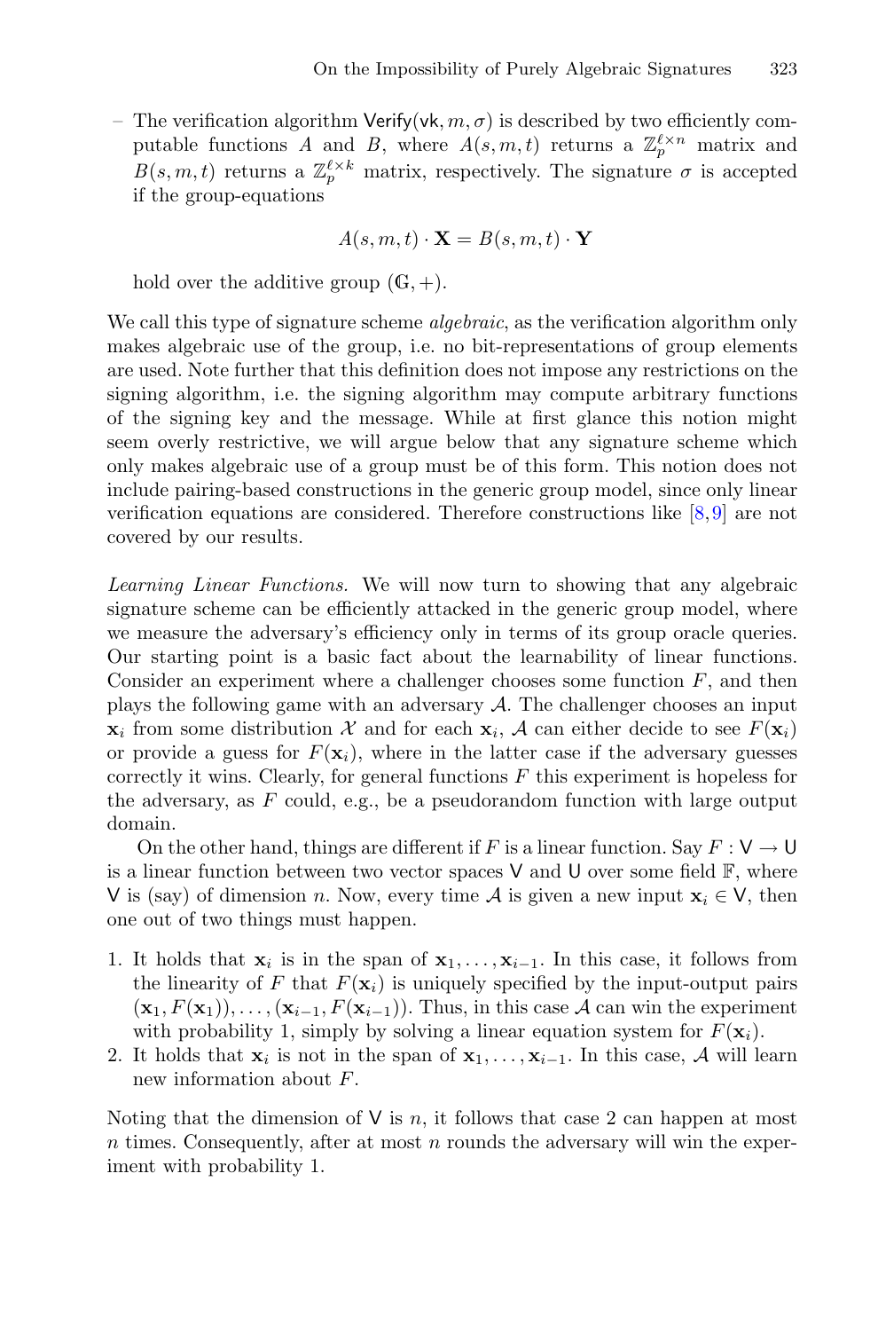– The verification algorithm $\mathsf{Verify}(\mathsf{vk}, m, \sigma)$ is described by two efficiently computable functions $A$ and $B$, where $A(s, m, t)$ returns a $\mathbb{Z}_p^{\ell \times n}$ matrix and $B(s, m, t)$ returns a $\mathbb{Z}_p^{\ell \times k}$ matrix, respectively. The signature $\sigma$ is accepted if the group-equations

$$A(s, m, t) \cdot \mathbf{X} = B(s, m, t) \cdot \mathbf{Y}$$

hold over the additive group $(\mathbb{G}, +)$.

We call this type of signature scheme *algebraic*, as the verification algorithm only makes algebraic use of the group, i.e. no bit-representations of group elements are used. Note further that this definition does not impose any restrictions on the signing algorithm, i.e. the signing algorithm may compute arbitrary functions of the signing key and the message. While at first glance this notion might seem overly restrictive, we will argue below that any signature scheme which only makes algebraic use of a group must be of this form. This notion does not include pairing-based constructions in the generic group model, since only linear verification equations are considered. Therefore constructions like [8,9] are not covered by our results.

*Learning Linear Functions.* We will now turn to showing that any algebraic signature scheme can be efficiently attacked in the generic group model, where we measure the adversary's efficiency only in terms of its group oracle queries. Our starting point is a basic fact about the learnability of linear functions. Consider an experiment where a challenger chooses some function $F$, and then plays the following game with an adversary $\mathcal{A}$. The challenger chooses an input $\mathbf{x}_i$ from some distribution $\mathcal{X}$ and for each $\mathbf{x}_i$, $\mathcal{A}$ can either decide to see $F(\mathbf{x}_i)$ or provide a guess for $F(\mathbf{x}_i)$, where in the latter case if the adversary guesses correctly it wins. Clearly, for general functions $F$ this experiment is hopeless for the adversary, as $F$ could, e.g., be a pseudorandom function with large output domain.

On the other hand, things are different if $F$ is a linear function. Say $F : \mathsf{V} \to \mathsf{U}$ is a linear function between two vector spaces $\mathsf{V}$ and $\mathsf{U}$ over some field $\mathbb{F}$, where $\mathsf{V}$ is (say) of dimension $n$. Now, every time $\mathcal{A}$ is given a new input $\mathbf{x}_i \in \mathsf{V}$, then one out of two things must happen.

1. It holds that $\mathbf{x}_i$ is in the span of $\mathbf{x}_1, \ldots, \mathbf{x}_{i-1}$. In this case, it follows from the linearity of $F$ that $F(\mathbf{x}_i)$ is uniquely specified by the input-output pairs $(\mathbf{x}_1, F(\mathbf{x}_1)), \ldots, (\mathbf{x}_{i-1}, F(\mathbf{x}_{i-1}))$. Thus, in this case $\mathcal{A}$ can win the experiment with probability 1, simply by solving a linear equation system for $F(\mathbf{x}_i)$.
2. It holds that $\mathbf{x}_i$ is not in the span of $\mathbf{x}_1, \ldots, \mathbf{x}_{i-1}$. In this case, $\mathcal{A}$ will learn new information about $F$.

Noting that the dimension of $\mathsf{V}$ is $n$, it follows that case 2 can happen at most $n$ times. Consequently, after at most $n$ rounds the adversary will win the experiment with probability 1.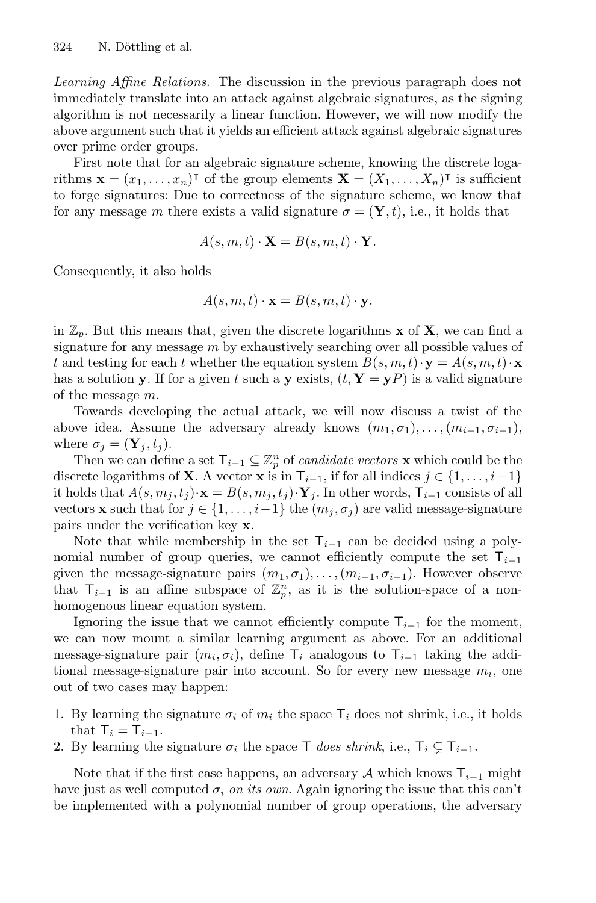*Learning Affine Relations.* The discussion in the previous paragraph does not immediately translate into an attack against algebraic signatures, as the signing algorithm is not necessarily a linear function. However, we will now modify the above argument such that it yields an efficient attack against algebraic signatures over prime order groups.

First note that for an algebraic signature scheme, knowing the discrete logarithms $\mathbf{x} = (x_1, \ldots, x_n)^\intercal$ of the group elements $\mathbf{X} = (X_1, \ldots, X_n)^\intercal$ is sufficient to forge signatures: Due to correctness of the signature scheme, we know that for any message $m$ there exists a valid signature $\sigma = (\mathbf{Y}, t)$, i.e., it holds that

$$A(s, m, t) \cdot \mathbf{X} = B(s, m, t) \cdot \mathbf{Y}.$$

Consequently, it also holds

$$A(s, m, t) \cdot \mathbf{x} = B(s, m, t) \cdot \mathbf{y}.$$

in $\mathbb{Z}_p$. But this means that, given the discrete logarithms $\mathbf{x}$ of $\mathbf{X}$, we can find a signature for any message $m$ by exhaustively searching over all possible values of $t$ and testing for each $t$ whether the equation system $B(s, m, t) \cdot \mathbf{y} = A(s, m, t) \cdot \mathbf{x}$ has a solution $\mathbf{y}$. If for a given $t$ such a $\mathbf{y}$ exists, $(t, \mathbf{Y} = \mathbf{y}P)$ is a valid signature of the message $m$.

Towards developing the actual attack, we will now discuss a twist of the above idea. Assume the adversary already knows $(m_1, \sigma_1), \ldots, (m_{i-1}, \sigma_{i-1})$, where $\sigma_j = (\mathbf{Y}_j, t_j)$.

Then we can define a set $\mathsf{T}_{i-1} \subseteq \mathbb{Z}_p^n$ of *candidate vectors* $\mathbf{x}$ which could be the discrete logarithms of $\mathbf{X}$. A vector $\mathbf{x}$ is in $\mathsf{T}_{i-1}$, if for all indices $j \in \{1, \ldots, i-1\}$ it holds that $A(s, m_j, t_j) \cdot \mathbf{x} = B(s, m_j, t_j) \cdot \mathbf{Y}_j$. In other words, $\mathsf{T}_{i-1}$ consists of all vectors $\mathbf{x}$ such that for $j \in \{1, \ldots, i-1\}$ the $(m_j, \sigma_j)$ are valid message-signature pairs under the verification key $\mathbf{x}$.

Note that while membership in the set $\mathsf{T}_{i-1}$ can be decided using a polynomial number of group queries, we cannot efficiently compute the set $\mathsf{T}_{i-1}$ given the message-signature pairs $(m_1, \sigma_1), \ldots, (m_{i-1}, \sigma_{i-1})$. However observe that $\mathsf{T}_{i-1}$ is an affine subspace of $\mathbb{Z}_p^n$, as it is the solution-space of a non-homogenous linear equation system.

Ignoring the issue that we cannot efficiently compute $\mathsf{T}_{i-1}$ for the moment, we can now mount a similar learning argument as above. For an additional message-signature pair $(m_i, \sigma_i)$, define $\mathsf{T}_i$ analogous to $\mathsf{T}_{i-1}$ taking the additional message-signature pair into account. So for every new message $m_i$, one out of two cases may happen:

1. By learning the signature $\sigma_i$ of $m_i$ the space $\mathsf{T}_i$ does not shrink, i.e., it holds that $\mathsf{T}_i = \mathsf{T}_{i-1}$.
2. By learning the signature $\sigma_i$ the space $\mathsf{T}$ *does shrink*, i.e., $\mathsf{T}_i \subsetneq \mathsf{T}_{i-1}$.

Note that if the first case happens, an adversary $\mathcal{A}$ which knows $\mathsf{T}_{i-1}$ might have just as well computed $\sigma_i$ *on its own*. Again ignoring the issue that this can't be implemented with a polynomial number of group operations, the adversary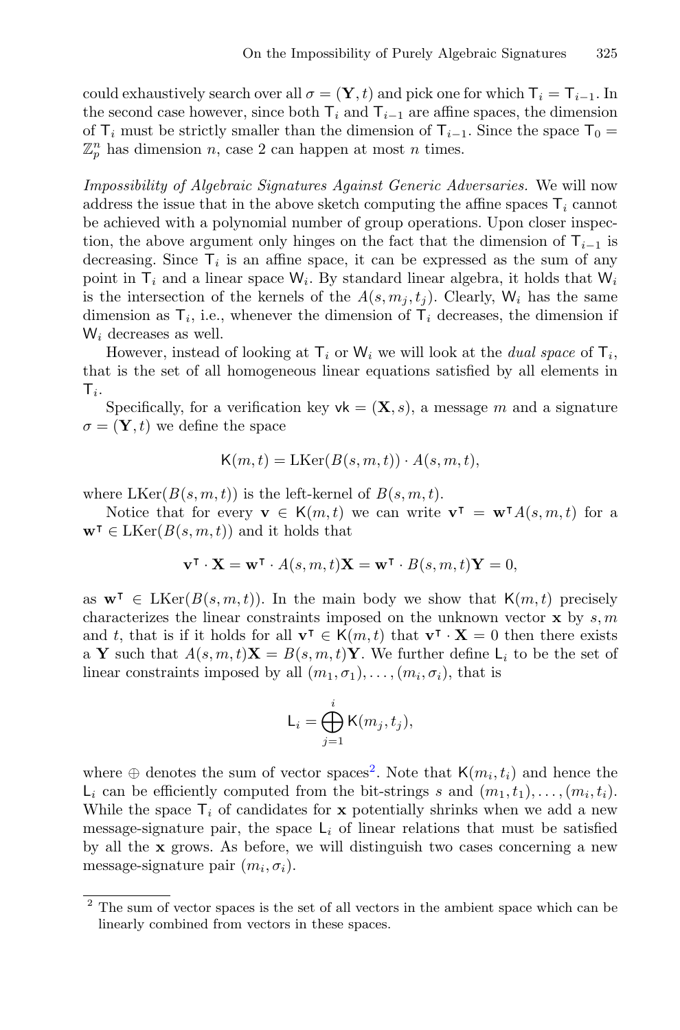could exhaustively search over all $\sigma = (\mathbf{Y}, t)$ and pick one for which $\mathsf{T}_i = \mathsf{T}_{i-1}$. In the second case however, since both $\mathsf{T}_i$ and $\mathsf{T}_{i-1}$ are affine spaces, the dimension of $\mathsf{T}_i$ must be strictly smaller than the dimension of $\mathsf{T}_{i-1}$. Since the space $\mathsf{T}_0 = \mathbb{Z}_p^n$ has dimension $n$, case 2 can happen at most $n$ times.

*Impossibility of Algebraic Signatures Against Generic Adversaries.* We will now address the issue that in the above sketch computing the affine spaces $\mathsf{T}_i$ cannot be achieved with a polynomial number of group operations. Upon closer inspection, the above argument only hinges on the fact that the dimension of $\mathsf{T}_{i-1}$ is decreasing. Since $\mathsf{T}_i$ is an affine space, it can be expressed as the sum of any point in $\mathsf{T}_i$ and a linear space $\mathsf{W}_i$. By standard linear algebra, it holds that $\mathsf{W}_i$ is the intersection of the kernels of the $A(s, m_j, t_j)$. Clearly, $\mathsf{W}_i$ has the same dimension as $\mathsf{T}_i$, i.e., whenever the dimension of $\mathsf{T}_i$ decreases, the dimension if $\mathsf{W}_i$ decreases as well.

However, instead of looking at $\mathsf{T}_i$ or $\mathsf{W}_i$ we will look at the *dual space* of $\mathsf{T}_i$, that is the set of all homogeneous linear equations satisfied by all elements in $\mathsf{T}_i$.

Specifically, for a verification key $\mathsf{vk} = (\mathbf{X}, s)$, a message $m$ and a signature $\sigma = (\mathbf{Y}, t)$ we define the space

$$\mathsf{K}(m, t) = \mathrm{LKer}(B(s, m, t)) \cdot A(s, m, t),$$

where $\mathrm{LKer}(B(s, m, t))$ is the left-kernel of $B(s, m, t)$.

Notice that for every $\mathbf{v} \in \mathsf{K}(m, t)$ we can write $\mathbf{v}^\intercal = \mathbf{w}^\intercal A(s, m, t)$ for a $\mathbf{w}^\intercal \in \mathrm{LKer}(B(s, m, t))$ and it holds that

$$\mathbf{v}^\intercal \cdot \mathbf{X} = \mathbf{w}^\intercal \cdot A(s, m, t)\mathbf{X} = \mathbf{w}^\intercal \cdot B(s, m, t)\mathbf{Y} = 0,$$

as $\mathbf{w}^\intercal \in \mathrm{LKer}(B(s, m, t))$. In the main body we show that $\mathsf{K}(m, t)$ precisely characterizes the linear constraints imposed on the unknown vector $\mathbf{x}$ by $s, m$ and $t$, that is if it holds for all $\mathbf{v}^\intercal \in \mathsf{K}(m, t)$ that $\mathbf{v}^\intercal \cdot \mathbf{X} = 0$ then there exists a $\mathbf{Y}$ such that $A(s, m, t)\mathbf{X} = B(s, m, t)\mathbf{Y}$. We further define $\mathsf{L}_i$ to be the set of linear constraints imposed by all $(m_1, \sigma_1), \ldots, (m_i, \sigma_i)$, that is

$$\mathsf{L}_i = \bigoplus_{j=1}^{i} \mathsf{K}(m_j, t_j),$$

where $\oplus$ denotes the sum of vector spaces[2]. Note that $\mathsf{K}(m_i, t_i)$ and hence the $\mathsf{L}_i$ can be efficiently computed from the bit-strings $s$ and $(m_1, t_1), \ldots, (m_i, t_i)$. While the space $\mathsf{T}_i$ of candidates for $\mathbf{x}$ potentially shrinks when we add a new message-signature pair, the space $\mathsf{L}_i$ of linear relations that must be satisfied by all the $\mathbf{x}$ grows. As before, we will distinguish two cases concerning a new message-signature pair $(m_i, \sigma_i)$.

[2] The sum of vector spaces is the set of all vectors in the ambient space which can be linearly combined from vectors in these spaces.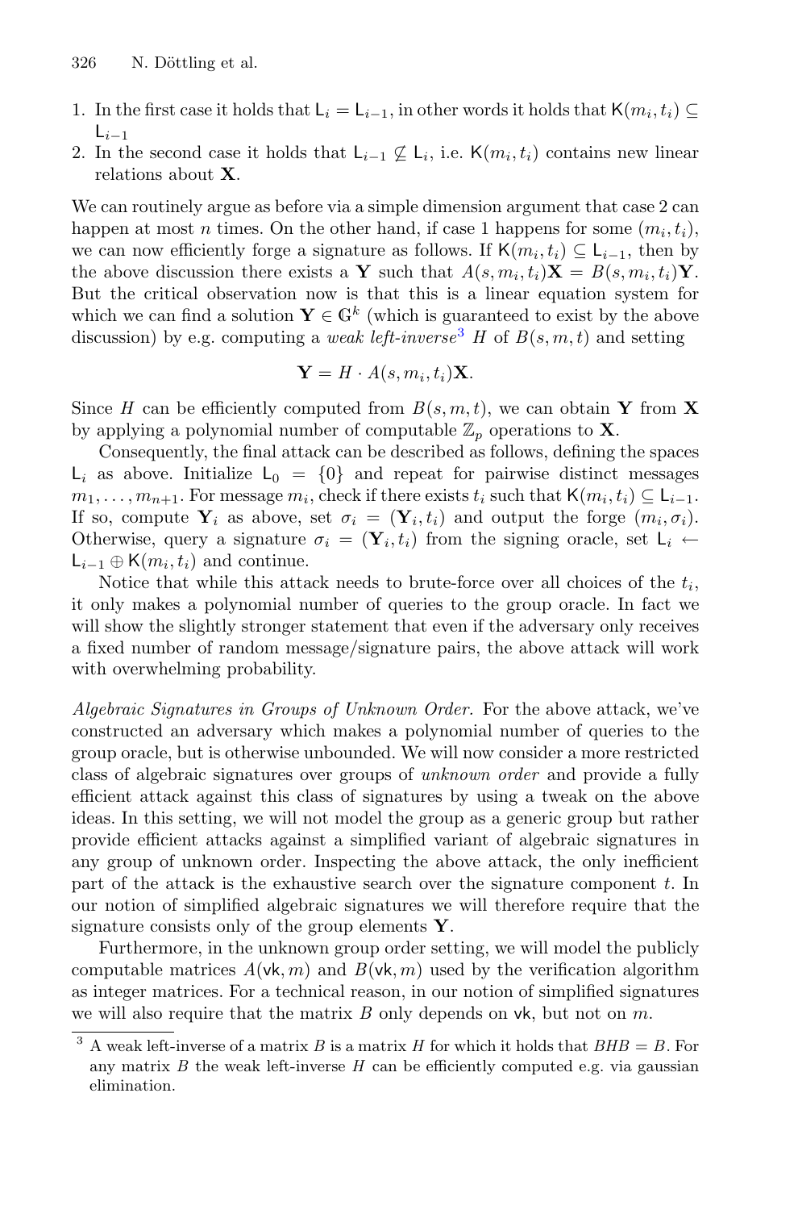1. In the first case it holds that $\mathsf{L}_i = \mathsf{L}_{i-1}$, in other words it holds that $\mathsf{K}(m_i, t_i) \subseteq \mathsf{L}_{i-1}$
2. In the second case it holds that $\mathsf{L}_{i-1} \not\subseteq \mathsf{L}_i$, i.e. $\mathsf{K}(m_i, t_i)$ contains new linear relations about $\mathbf{X}$.

We can routinely argue as before via a simple dimension argument that case 2 can happen at most $n$ times. On the other hand, if case 1 happens for some $(m_i, t_i)$, we can now efficiently forge a signature as follows. If $\mathsf{K}(m_i, t_i) \subseteq \mathsf{L}_{i-1}$, then by the above discussion there exists a $\mathbf{Y}$ such that $A(s, m_i, t_i)\mathbf{X} = B(s, m_i, t_i)\mathbf{Y}$. But the critical observation now is that this is a linear equation system for which we can find a solution $\mathbf{Y} \in \mathbb{G}^k$ (which is guaranteed to exist by the above discussion) by e.g. computing a *weak left-inverse*[3] $H$ of $B(s, m, t)$ and setting

$$\mathbf{Y} = H \cdot A(s, m_i, t_i)\mathbf{X}.$$

Since $H$ can be efficiently computed from $B(s, m, t)$, we can obtain $\mathbf{Y}$ from $\mathbf{X}$ by applying a polynomial number of computable $\mathbb{Z}_p$ operations to $\mathbf{X}$.

Consequently, the final attack can be described as follows, defining the spaces $\mathsf{L}_i$ as above. Initialize $\mathsf{L}_0 = \{0\}$ and repeat for pairwise distinct messages $m_1, \dots, m_{n+1}$. For message $m_i$, check if there exists $t_i$ such that $\mathsf{K}(m_i, t_i) \subseteq \mathsf{L}_{i-1}$. If so, compute $\mathbf{Y}_i$ as above, set $\sigma_i = (\mathbf{Y}_i, t_i)$ and output the forge $(m_i, \sigma_i)$. Otherwise, query a signature $\sigma_i = (\mathbf{Y}_i, t_i)$ from the signing oracle, set $\mathsf{L}_i \leftarrow \mathsf{L}_{i-1} \oplus \mathsf{K}(m_i, t_i)$ and continue.

Notice that while this attack needs to brute-force over all choices of the $t_i$, it only makes a polynomial number of queries to the group oracle. In fact we will show the slightly stronger statement that even if the adversary only receives a fixed number of random message/signature pairs, the above attack will work with overwhelming probability.

*Algebraic Signatures in Groups of Unknown Order.* For the above attack, we've constructed an adversary which makes a polynomial number of queries to the group oracle, but is otherwise unbounded. We will now consider a more restricted class of algebraic signatures over groups of *unknown order* and provide a fully efficient attack against this class of signatures by using a tweak on the above ideas. In this setting, we will not model the group as a generic group but rather provide efficient attacks against a simplified variant of algebraic signatures in any group of unknown order. Inspecting the above attack, the only inefficient part of the attack is the exhaustive search over the signature component $t$. In our notion of simplified algebraic signatures we will therefore require that the signature consists only of the group elements $\mathbf{Y}$.

Furthermore, in the unknown group order setting, we will model the publicly computable matrices $A(\mathsf{vk}, m)$ and $B(\mathsf{vk}, m)$ used by the verification algorithm as integer matrices. For a technical reason, in our notion of simplified signatures we will also require that the matrix $B$ only depends on $\mathsf{vk}$, but not on $m$.

[3] A weak left-inverse of a matrix $B$ is a matrix $H$ for which it holds that $BHB = B$. For any matrix $B$ the weak left-inverse $H$ can be efficiently computed e.g. via gaussian elimination.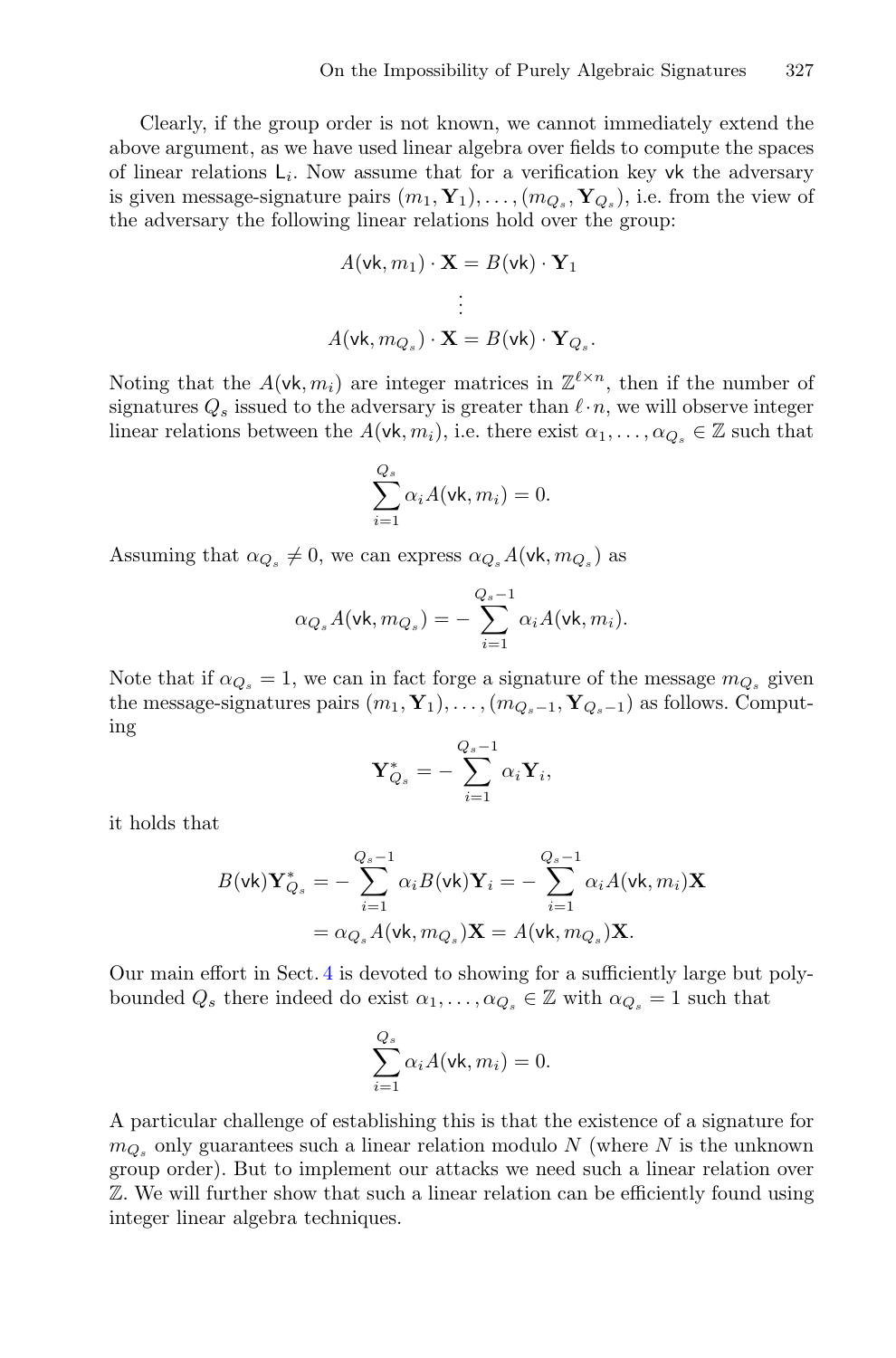Clearly, if the group order is not known, we cannot immediately extend the above argument, as we have used linear algebra over fields to compute the spaces of linear relations $\mathsf{L}_i$. Now assume that for a verification key $\mathsf{vk}$ the adversary is given message-signature pairs $(m_1, \mathbf{Y}_1), \ldots, (m_{Q_s}, \mathbf{Y}_{Q_s})$, i.e. from the view of the adversary the following linear relations hold over the group:

$$A(\mathsf{vk}, m_1) \cdot \mathbf{X} = B(\mathsf{vk}) \cdot \mathbf{Y}_1$$

$$\vdots$$

$$A(\mathsf{vk}, m_{Q_s}) \cdot \mathbf{X} = B(\mathsf{vk}) \cdot \mathbf{Y}_{Q_s}.$$

Noting that the $A(\mathsf{vk}, m_i)$ are integer matrices in $\mathbb{Z}^{\ell \times n}$, then if the number of signatures $Q_s$ issued to the adversary is greater than $\ell \cdot n$, we will observe integer linear relations between the $A(\mathsf{vk}, m_i)$, i.e. there exist $\alpha_1, \ldots, \alpha_{Q_s} \in \mathbb{Z}$ such that

$$\sum_{i=1}^{Q_s} \alpha_i A(\mathsf{vk}, m_i) = 0.$$

Assuming that $\alpha_{Q_s} \neq 0$, we can express $\alpha_{Q_s} A(\mathsf{vk}, m_{Q_s})$ as

$$\alpha_{Q_s} A(\mathsf{vk}, m_{Q_s}) = - \sum_{i=1}^{Q_s - 1} \alpha_i A(\mathsf{vk}, m_i).$$

Note that if $\alpha_{Q_s} = 1$, we can in fact forge a signature of the message $m_{Q_s}$ given the message-signatures pairs $(m_1, \mathbf{Y}_1), \ldots, (m_{Q_s - 1}, \mathbf{Y}_{Q_s - 1})$ as follows. Computing

$$\mathbf{Y}^*_{Q_s} = - \sum_{i=1}^{Q_s - 1} \alpha_i \mathbf{Y}_i,$$

it holds that

$$\begin{aligned} B(\mathsf{vk}) \mathbf{Y}^*_{Q_s} &= - \sum_{i=1}^{Q_s - 1} \alpha_i B(\mathsf{vk}) \mathbf{Y}_i = - \sum_{i=1}^{Q_s - 1} \alpha_i A(\mathsf{vk}, m_i) \mathbf{X} \\ &= \alpha_{Q_s} A(\mathsf{vk}, m_{Q_s}) \mathbf{X} = A(\mathsf{vk}, m_{Q_s}) \mathbf{X}. \end{aligned}$$

Our main effort in Sect. 4 is devoted to showing for a sufficiently large but poly-bounded $Q_s$ there indeed do exist $\alpha_1, \ldots, \alpha_{Q_s} \in \mathbb{Z}$ with $\alpha_{Q_s} = 1$ such that

$$\sum_{i=1}^{Q_s} \alpha_i A(\mathsf{vk}, m_i) = 0.$$

A particular challenge of establishing this is that the existence of a signature for $m_{Q_s}$ only guarantees such a linear relation modulo $N$ (where $N$ is the unknown group order). But to implement our attacks we need such a linear relation over $\mathbb{Z}$. We will further show that such a linear relation can be efficiently found using integer linear algebra techniques.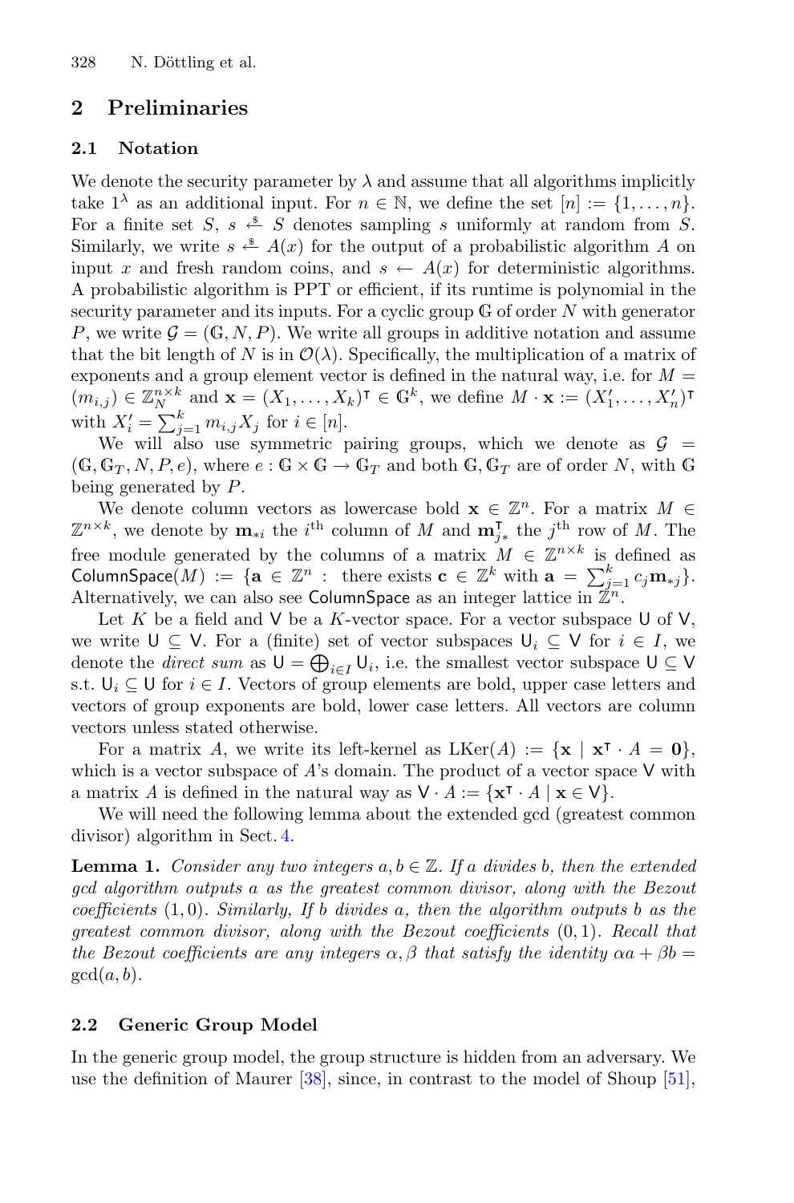## 2 Preliminaries

### 2.1 Notation

We denote the security parameter by $\lambda$ and assume that all algorithms implicitly take $1^\lambda$ as an additional input. For $n \in \mathbb{N}$, we define the set $[n] := \{1, \ldots, n\}$. For a finite set $S$, $s \xleftarrow{\$} S$ denotes sampling $s$ uniformly at random from $S$. Similarly, we write $s \xleftarrow{\$} A(x)$ for the output of a probabilistic algorithm $A$ on input $x$ and fresh random coins, and $s \leftarrow A(x)$ for deterministic algorithms. A probabilistic algorithm is PPT or efficient, if its runtime is polynomial in the security parameter and its inputs. For a cyclic group $\mathbb{G}$ of order $N$ with generator $P$, we write $\mathcal{G} = (\mathbb{G}, N, P)$. We write all groups in additive notation and assume that the bit length of $N$ is in $\mathcal{O}(\lambda)$. Specifically, the multiplication of a matrix of exponents and a group element vector is defined in the natural way, i.e. for $M = (m_{i,j}) \in \mathbb{Z}_N^{n \times k}$ and $\mathbf{x} = (X_1, \ldots, X_k)^\intercal \in \mathbb{G}^k$, we define $M \cdot \mathbf{x} := (X_1', \ldots, X_n')^\intercal$ with $X_i' = \sum_{j=1}^{k} m_{i,j} X_j$ for $i \in [n]$.

We will also use symmetric pairing groups, which we denote as $\mathcal{G} = (\mathbb{G}, \mathbb{G}_T, N, P, e)$, where $e : \mathbb{G} \times \mathbb{G} \to \mathbb{G}_T$ and both $\mathbb{G}, \mathbb{G}_T$ are of order $N$, with $\mathbb{G}$ being generated by $P$.

We denote column vectors as lowercase bold $\mathbf{x} \in \mathbb{Z}^n$. For a matrix $M \in \mathbb{Z}^{n \times k}$, we denote by $\mathbf{m}_{*i}$ the $i^{\text{th}}$ column of $M$ and $\mathbf{m}_{j*}^\intercal$ the $j^{\text{th}}$ row of $M$. The free module generated by the columns of a matrix $M \in \mathbb{Z}^{n \times k}$ is defined as $\mathsf{ColumnSpace}(M) := \{\mathbf{a} \in \mathbb{Z}^n : \text{ there exists } \mathbf{c} \in \mathbb{Z}^k \text{ with } \mathbf{a} = \sum_{j=1}^{k} c_j \mathbf{m}_{*j}\}$. Alternatively, we can also see $\mathsf{ColumnSpace}$ as an integer lattice in $\mathbb{Z}^n$.

Let $K$ be a field and $\mathsf{V}$ be a $K$-vector space. For a vector subspace $\mathsf{U}$ of $\mathsf{V}$, we write $\mathsf{U} \subseteq \mathsf{V}$. For a (finite) set of vector subspaces $\mathsf{U}_i \subseteq \mathsf{V}$ for $i \in I$, we denote the *direct sum* as $\mathsf{U} = \bigoplus_{i \in I} \mathsf{U}_i$, i.e. the smallest vector subspace $\mathsf{U} \subseteq \mathsf{V}$ s.t. $\mathsf{U}_i \subseteq \mathsf{U}$ for $i \in I$. Vectors of group elements are bold, upper case letters and vectors of group exponents are bold, lower case letters. All vectors are column vectors unless stated otherwise.

For a matrix $A$, we write its left-kernel as $\text{LKer}(A) := \{\mathbf{x} \mid \mathbf{x}^\intercal \cdot A = \mathbf{0}\}$, which is a vector subspace of $A$'s domain. The product of a vector space $\mathsf{V}$ with a matrix $A$ is defined in the natural way as $\mathsf{V} \cdot A := \{\mathbf{x}^\intercal \cdot A \mid \mathbf{x} \in \mathsf{V}\}$.

We will need the following lemma about the extended gcd (greatest common divisor) algorithm in Sect. 4.

**Lemma 1.** *Consider any two integers $a, b \in \mathbb{Z}$. If $a$ divides $b$, then the extended gcd algorithm outputs $a$ as the greatest common divisor, along with the Bezout coefficients $(1, 0)$. Similarly, If $b$ divides $a$, then the algorithm outputs $b$ as the greatest common divisor, along with the Bezout coefficients $(0, 1)$. Recall that the Bezout coefficients are any integers $\alpha, \beta$ that satisfy the identity $\alpha a + \beta b = \gcd(a, b)$.*

### 2.2 Generic Group Model

In the generic group model, the group structure is hidden from an adversary. We use the definition of Maurer [38], since, in contrast to the model of Shoup [51],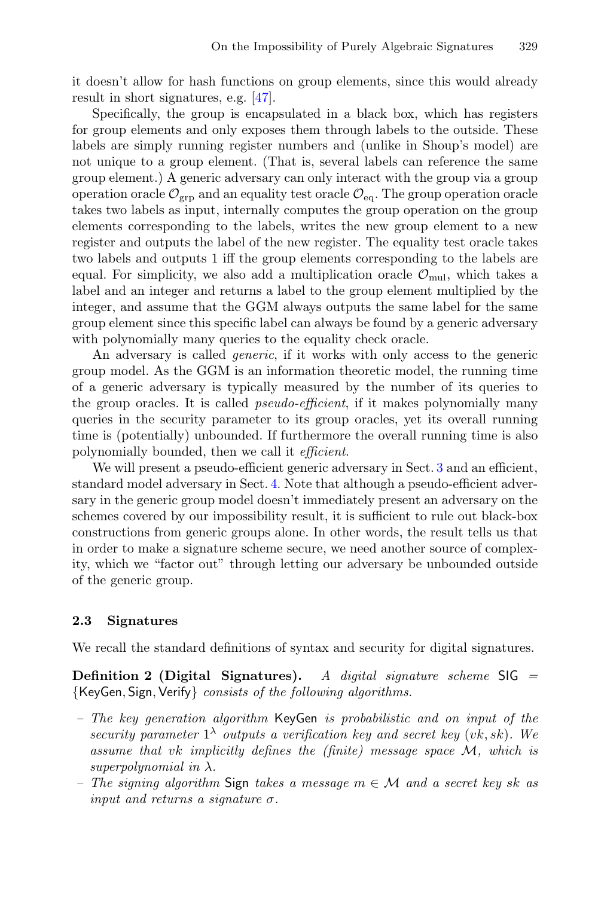it doesn't allow for hash functions on group elements, since this would already result in short signatures, e.g. [47].

Specifically, the group is encapsulated in a black box, which has registers for group elements and only exposes them through labels to the outside. These labels are simply running register numbers and (unlike in Shoup's model) are not unique to a group element. (That is, several labels can reference the same group element.) A generic adversary can only interact with the group via a group operation oracle $\mathcal{O}_{\mathrm{grp}}$ and an equality test oracle $\mathcal{O}_{\mathrm{eq}}$. The group operation oracle takes two labels as input, internally computes the group operation on the group elements corresponding to the labels, writes the new group element to a new register and outputs the label of the new register. The equality test oracle takes two labels and outputs 1 iff the group elements corresponding to the labels are equal. For simplicity, we also add a multiplication oracle $\mathcal{O}_{\mathrm{mul}}$, which takes a label and an integer and returns a label to the group element multiplied by the integer, and assume that the GGM always outputs the same label for the same group element since this specific label can always be found by a generic adversary with polynomially many queries to the equality check oracle.

An adversary is called *generic*, if it works with only access to the generic group model. As the GGM is an information theoretic model, the running time of a generic adversary is typically measured by the number of its queries to the group oracles. It is called *pseudo-efficient*, if it makes polynomially many queries in the security parameter to its group oracles, yet its overall running time is (potentially) unbounded. If furthermore the overall running time is also polynomially bounded, then we call it *efficient*.

We will present a pseudo-efficient generic adversary in Sect. 3 and an efficient, standard model adversary in Sect. 4. Note that although a pseudo-efficient adversary in the generic group model doesn't immediately present an adversary on the schemes covered by our impossibility result, it is sufficient to rule out black-box constructions from generic groups alone. In other words, the result tells us that in order to make a signature scheme secure, we need another source of complexity, which we "factor out" through letting our adversary be unbounded outside of the generic group.

### 2.3 Signatures

We recall the standard definitions of syntax and security for digital signatures.

**Definition 2 (Digital Signatures).** *A digital signature scheme* $\mathsf{SIG} = \{\mathsf{KeyGen}, \mathsf{Sign}, \mathsf{Verify}\}$ *consists of the following algorithms.*

- *The key generation algorithm* $\mathsf{KeyGen}$ *is probabilistic and on input of the security parameter* $1^\lambda$ *outputs a verification key and secret key* $(vk, sk)$*. We assume that* $vk$ *implicitly defines the (finite) message space* $\mathcal{M}$*, which is superpolynomial in* $\lambda$*.*
- *The signing algorithm* $\mathsf{Sign}$ *takes a message* $m \in \mathcal{M}$ *and a secret key* $sk$ *as input and returns a signature* $\sigma$*.*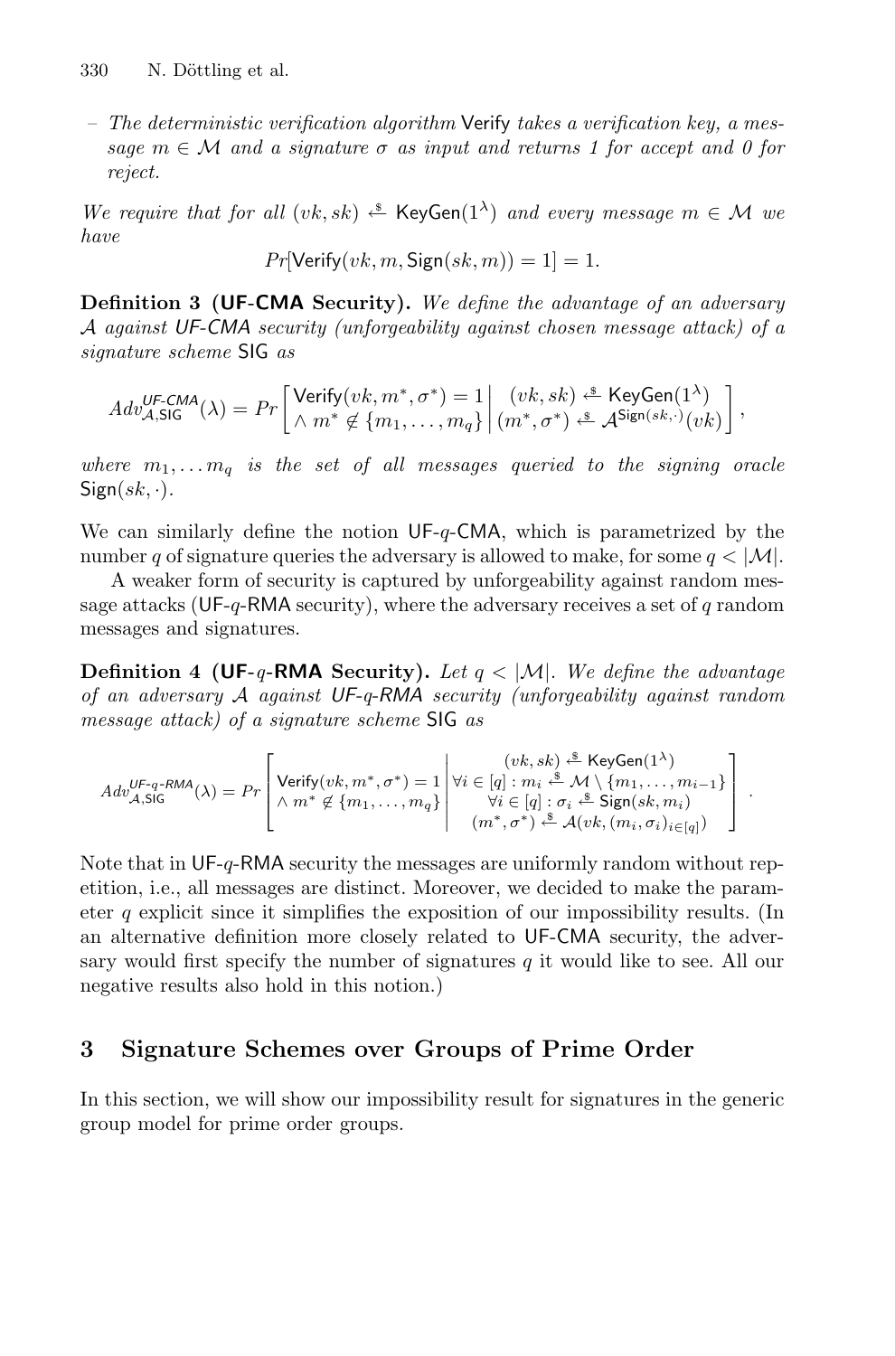– *The deterministic verification algorithm* Verify *takes a verification key, a message* $m \in \mathcal{M}$ *and a signature* $\sigma$ *as input and returns 1 for accept and 0 for reject.*

*We require that for all* $(vk, sk) \xleftarrow{\$} \mathsf{KeyGen}(1^\lambda)$ *and every message* $m \in \mathcal{M}$ *we have*

$$Pr[\mathsf{Verify}(vk, m, \mathsf{Sign}(sk, m)) = 1] = 1.$$

**Definition 3 (UF-CMA Security).** *We define the advantage of an adversary* $\mathcal{A}$ *against UF-CMA security (unforgeability against chosen message attack) of a signature scheme* SIG *as*

$$Adv^{\textit{UF-CMA}}_{\mathcal{A},\mathsf{SIG}}(\lambda) = Pr\left[\begin{matrix}\mathsf{Verify}(vk, m^*, \sigma^*) = 1 \\ \wedge\, m^* \notin \{m_1, \ldots, m_q\}\end{matrix} \middle| \begin{matrix}(vk, sk) \xleftarrow{\$} \mathsf{KeyGen}(1^\lambda) \\ (m^*, \sigma^*) \xleftarrow{\$} \mathcal{A}^{\mathsf{Sign}(sk,\cdot)}(vk)\end{matrix}\right],$$

*where* $m_1, \ldots m_q$ *is the set of all messages queried to the signing oracle* $\mathsf{Sign}(sk, \cdot)$.

We can similarly define the notion UF-$q$-CMA, which is parametrized by the number $q$ of signature queries the adversary is allowed to make, for some $q < |\mathcal{M}|$.

A weaker form of security is captured by unforgeability against random message attacks (UF-$q$-RMA security), where the adversary receives a set of $q$ random messages and signatures.

**Definition 4 (UF-$q$-RMA Security).** *Let* $q < |\mathcal{M}|$. *We define the advantage of an adversary* $\mathcal{A}$ *against UF-$q$-RMA security (unforgeability against random message attack) of a signature scheme* SIG *as*

$$Adv^{\textit{UF-q-RMA}}_{\mathcal{A},\mathsf{SIG}}(\lambda) = Pr\left[\begin{matrix}\mathsf{Verify}(vk, m^*, \sigma^*) = 1 \\ \wedge\, m^* \notin \{m_1, \ldots, m_q\}\end{matrix} \middle| \begin{matrix}(vk, sk) \xleftarrow{\$} \mathsf{KeyGen}(1^\lambda) \\ \forall i \in [q] : m_i \xleftarrow{\$} \mathcal{M} \setminus \{m_1, \ldots, m_{i-1}\} \\ \forall i \in [q] : \sigma_i \xleftarrow{\$} \mathsf{Sign}(sk, m_i) \\ (m^*, \sigma^*) \xleftarrow{\$} \mathcal{A}(vk, (m_i, \sigma_i)_{i \in [q]})\end{matrix}\right].$$

Note that in UF-$q$-RMA security the messages are uniformly random without repetition, i.e., all messages are distinct. Moreover, we decided to make the parameter $q$ explicit since it simplifies the exposition of our impossibility results. (In an alternative definition more closely related to UF-CMA security, the adversary would first specify the number of signatures $q$ it would like to see. All our negative results also hold in this notion.)

## 3 Signature Schemes over Groups of Prime Order

In this section, we will show our impossibility result for signatures in the generic group model for prime order groups.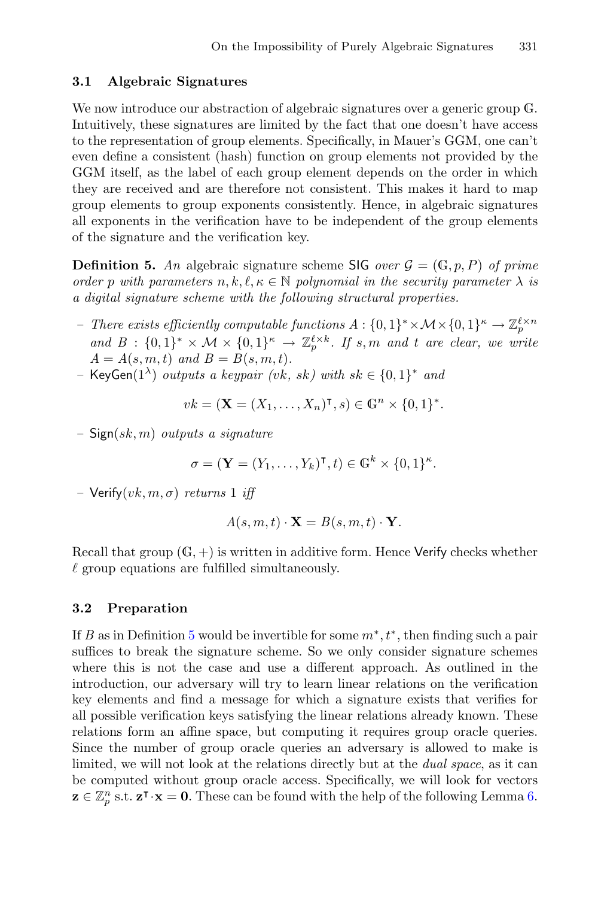### 3.1 Algebraic Signatures

We now introduce our abstraction of algebraic signatures over a generic group $\mathbb{G}$. Intuitively, these signatures are limited by the fact that one doesn't have access to the representation of group elements. Specifically, in Mauer's GGM, one can't even define a consistent (hash) function on group elements not provided by the GGM itself, as the label of each group element depends on the order in which they are received and are therefore not consistent. This makes it hard to map group elements to group exponents consistently. Hence, in algebraic signatures all exponents in the verification have to be independent of the group elements of the signature and the verification key.

**Definition 5.** *An* algebraic signature scheme $\mathsf{SIG}$ *over* $\mathcal{G} = (\mathbb{G}, p, P)$ *of prime order* $p$ *with parameters* $n, k, \ell, \kappa \in \mathbb{N}$ *polynomial in the security parameter* $\lambda$ *is a digital signature scheme with the following structural properties.*

- *There exists efficiently computable functions* $A : \{0,1\}^* \times \mathcal{M} \times \{0,1\}^\kappa \to \mathbb{Z}_p^{\ell \times n}$ *and* $B : \{0,1\}^* \times \mathcal{M} \times \{0,1\}^\kappa \to \mathbb{Z}_p^{\ell \times k}$. *If* $s, m$ *and* $t$ *are clear, we write* $A = A(s, m, t)$ *and* $B = B(s, m, t)$.
- $\mathsf{KeyGen}(1^\lambda)$ *outputs a keypair* $(vk,\ sk)$ *with* $sk \in \{0,1\}^*$ *and*

$$vk = (\mathbf{X} = (X_1, \ldots, X_n)^\intercal, s) \in \mathbb{G}^n \times \{0,1\}^*.$$

- $\mathsf{Sign}(sk, m)$ *outputs a signature*

$$\sigma = (\mathbf{Y} = (Y_1, \ldots, Y_k)^\intercal, t) \in \mathbb{G}^k \times \{0,1\}^\kappa.$$

- $\mathsf{Verify}(vk, m, \sigma)$ *returns* 1 *iff*

$$A(s, m, t) \cdot \mathbf{X} = B(s, m, t) \cdot \mathbf{Y}.$$

Recall that group $(\mathbb{G}, +)$ is written in additive form. Hence $\mathsf{Verify}$ checks whether $\ell$ group equations are fulfilled simultaneously.

### 3.2 Preparation

If $B$ as in Definition 5 would be invertible for some $m^*, t^*$, then finding such a pair suffices to break the signature scheme. So we only consider signature schemes where this is not the case and use a different approach. As outlined in the introduction, our adversary will try to learn linear relations on the verification key elements and find a message for which a signature exists that verifies for all possible verification keys satisfying the linear relations already known. These relations form an affine space, but computing it requires group oracle queries. Since the number of group oracle queries an adversary is allowed to make is limited, we will not look at the relations directly but at the *dual space*, as it can be computed without group oracle access. Specifically, we will look for vectors $\mathbf{z} \in \mathbb{Z}_p^n$ s.t. $\mathbf{z}^\intercal \cdot \mathbf{x} = \mathbf{0}$. These can be found with the help of the following Lemma 6.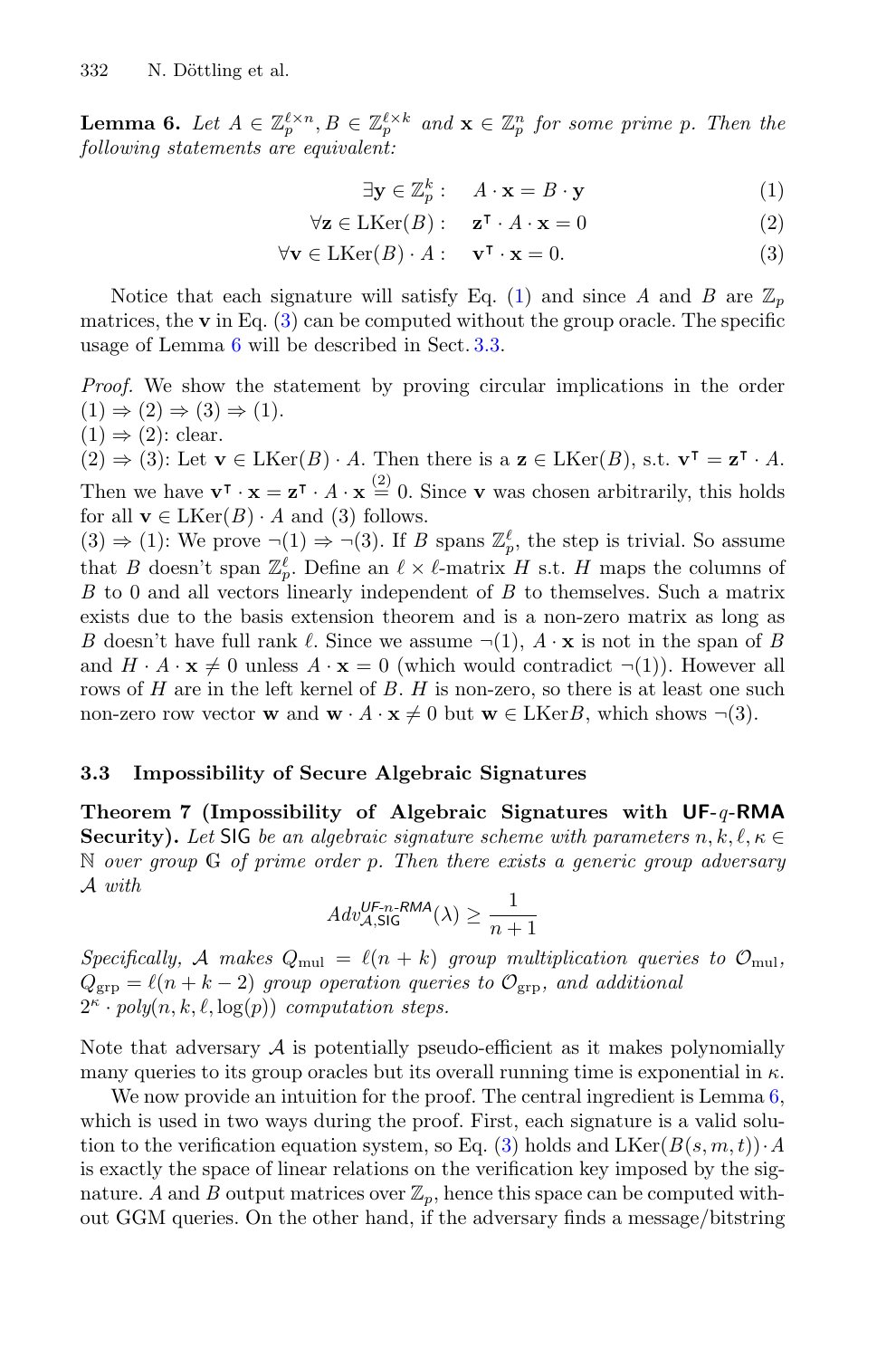**Lemma 6.** *Let $A \in \mathbb{Z}_p^{\ell \times n}, B \in \mathbb{Z}_p^{\ell \times k}$ and $\mathbf{x} \in \mathbb{Z}_p^n$ for some prime $p$. Then the following statements are equivalent:*

$$\exists \mathbf{y} \in \mathbb{Z}_p^k : \quad A \cdot \mathbf{x} = B \cdot \mathbf{y} \tag{1}$$

$$\forall \mathbf{z} \in \mathrm{LKer}(B) : \quad \mathbf{z}^\intercal \cdot A \cdot \mathbf{x} = 0 \tag{2}$$

$$\forall \mathbf{v} \in \mathrm{LKer}(B) \cdot A : \quad \mathbf{v}^\intercal \cdot \mathbf{x} = 0. \tag{3}$$

Notice that each signature will satisfy Eq. (1) and since $A$ and $B$ are $\mathbb{Z}_p$ matrices, the $\mathbf{v}$ in Eq. (3) can be computed without the group oracle. The specific usage of Lemma 6 will be described in Sect. 3.3.

*Proof.* We show the statement by proving circular implications in the order (1) $\Rightarrow$ (2) $\Rightarrow$ (3) $\Rightarrow$ (1).
(1) $\Rightarrow$ (2): clear.
(2) $\Rightarrow$ (3): Let $\mathbf{v} \in \mathrm{LKer}(B) \cdot A$. Then there is a $\mathbf{z} \in \mathrm{LKer}(B)$, s.t. $\mathbf{v}^\intercal = \mathbf{z}^\intercal \cdot A$. Then we have $\mathbf{v}^\intercal \cdot \mathbf{x} = \mathbf{z}^\intercal \cdot A \cdot \mathbf{x} \overset{(2)}{=} 0$. Since $\mathbf{v}$ was chosen arbitrarily, this holds for all $\mathbf{v} \in \mathrm{LKer}(B) \cdot A$ and (3) follows.
(3) $\Rightarrow$ (1): We prove $\neg(1) \Rightarrow \neg(3)$. If $B$ spans $\mathbb{Z}_p^\ell$, the step is trivial. So assume that $B$ doesn't span $\mathbb{Z}_p^\ell$. Define an $\ell \times \ell$-matrix $H$ s.t. $H$ maps the columns of $B$ to 0 and all vectors linearly independent of $B$ to themselves. Such a matrix exists due to the basis extension theorem and is a non-zero matrix as long as $B$ doesn't have full rank $\ell$. Since we assume $\neg(1)$, $A \cdot \mathbf{x}$ is not in the span of $B$ and $H \cdot A \cdot \mathbf{x} \neq 0$ unless $A \cdot \mathbf{x} = 0$ (which would contradict $\neg(1)$). However all rows of $H$ are in the left kernel of $B$. $H$ is non-zero, so there is at least one such non-zero row vector $\mathbf{w}$ and $\mathbf{w} \cdot A \cdot \mathbf{x} \neq 0$ but $\mathbf{w} \in \mathrm{LKer}B$, which shows $\neg(3)$.

### 3.3 Impossibility of Secure Algebraic Signatures

**Theorem 7 (Impossibility of Algebraic Signatures with UF-$q$-RMA Security).** *Let* SIG *be an algebraic signature scheme with parameters $n, k, \ell, \kappa \in \mathbb{N}$ over group $\mathbb{G}$ of prime order $p$. Then there exists a generic group adversary $\mathcal{A}$ with*

$$Adv_{\mathcal{A},\mathsf{SIG}}^{\mathit{UF\text{-}n\text{-}RMA}}(\lambda) \geq \frac{1}{n+1}$$

*Specifically, $\mathcal{A}$ makes $Q_{\mathrm{mul}} = \ell(n+k)$ group multiplication queries to $\mathcal{O}_{\mathrm{mul}}$, $Q_{\mathrm{grp}} = \ell(n+k-2)$ group operation queries to $\mathcal{O}_{\mathrm{grp}}$, and additional $2^\kappa \cdot poly(n, k, \ell, \log(p))$ computation steps.*

Note that adversary $\mathcal{A}$ is potentially pseudo-efficient as it makes polynomially many queries to its group oracles but its overall running time is exponential in $\kappa$.

We now provide an intuition for the proof. The central ingredient is Lemma 6, which is used in two ways during the proof. First, each signature is a valid solution to the verification equation system, so Eq. (3) holds and $\mathrm{LKer}(B(s, m, t)) \cdot A$ is exactly the space of linear relations on the verification key imposed by the signature. $A$ and $B$ output matrices over $\mathbb{Z}_p$, hence this space can be computed without GGM queries. On the other hand, if the adversary finds a message/bitstring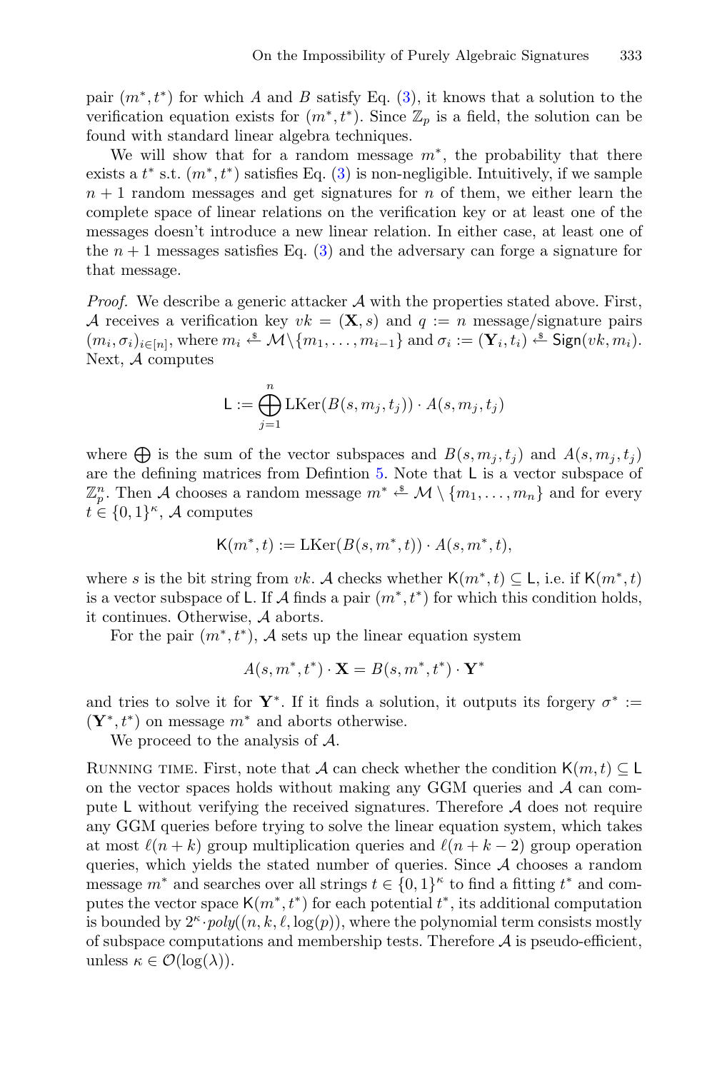pair $(m^*, t^*)$ for which $A$ and $B$ satisfy Eq. (3), it knows that a solution to the verification equation exists for $(m^*, t^*)$. Since $\mathbb{Z}_p$ is a field, the solution can be found with standard linear algebra techniques.

We will show that for a random message $m^*$, the probability that there exists a $t^*$ s.t. $(m^*, t^*)$ satisfies Eq. (3) is non-negligible. Intuitively, if we sample $n + 1$ random messages and get signatures for $n$ of them, we either learn the complete space of linear relations on the verification key or at least one of the messages doesn't introduce a new linear relation. In either case, at least one of the $n + 1$ messages satisfies Eq. (3) and the adversary can forge a signature for that message.

*Proof.* We describe a generic attacker $\mathcal{A}$ with the properties stated above. First, $\mathcal{A}$ receives a verification key $vk = (\mathbf{X}, s)$ and $q := n$ message/signature pairs $(m_i, \sigma_i)_{i \in [n]}$, where $m_i \xleftarrow{\$} \mathcal{M} \backslash \{m_1, \dots, m_{i-1}\}$ and $\sigma_i := (\mathbf{Y}_i, t_i) \xleftarrow{\$} \mathsf{Sign}(vk, m_i)$. Next, $\mathcal{A}$ computes

$$\mathsf{L} := \bigoplus_{j=1}^{n} \mathrm{LKer}(B(s, m_j, t_j)) \cdot A(s, m_j, t_j)$$

where $\bigoplus$ is the sum of the vector subspaces and $B(s, m_j, t_j)$ and $A(s, m_j, t_j)$ are the defining matrices from Defintion 5. Note that $\mathsf{L}$ is a vector subspace of $\mathbb{Z}_p^n$. Then $\mathcal{A}$ chooses a random message $m^* \xleftarrow{\$} \mathcal{M} \setminus \{m_1, \dots, m_n\}$ and for every $t \in \{0,1\}^\kappa$, $\mathcal{A}$ computes

$$\mathsf{K}(m^*, t) := \mathrm{LKer}(B(s, m^*, t)) \cdot A(s, m^*, t),$$

where $s$ is the bit string from $vk$. $\mathcal{A}$ checks whether $\mathsf{K}(m^*, t) \subseteq \mathsf{L}$, i.e. if $\mathsf{K}(m^*, t)$ is a vector subspace of $\mathsf{L}$. If $\mathcal{A}$ finds a pair $(m^*, t^*)$ for which this condition holds, it continues. Otherwise, $\mathcal{A}$ aborts.

For the pair $(m^*, t^*)$, $\mathcal{A}$ sets up the linear equation system

$$A(s, m^*, t^*) \cdot \mathbf{X} = B(s, m^*, t^*) \cdot \mathbf{Y}^*$$

and tries to solve it for $\mathbf{Y}^*$. If it finds a solution, it outputs its forgery $\sigma^* := (\mathbf{Y}^*, t^*)$ on message $m^*$ and aborts otherwise.

We proceed to the analysis of $\mathcal{A}$.

Running time. First, note that $\mathcal{A}$ can check whether the condition $\mathsf{K}(m, t) \subseteq \mathsf{L}$ on the vector spaces holds without making any GGM queries and $\mathcal{A}$ can compute $\mathsf{L}$ without verifying the received signatures. Therefore $\mathcal{A}$ does not require any GGM queries before trying to solve the linear equation system, which takes at most $\ell(n + k)$ group multiplication queries and $\ell(n + k - 2)$ group operation queries, which yields the stated number of queries. Since $\mathcal{A}$ chooses a random message $m^*$ and searches over all strings $t \in \{0,1\}^\kappa$ to find a fitting $t^*$ and computes the vector space $\mathsf{K}(m^*, t^*)$ for each potential $t^*$, its additional computation is bounded by $2^\kappa \cdot poly((n, k, \ell, \log(p))$, where the polynomial term consists mostly of subspace computations and membership tests. Therefore $\mathcal{A}$ is pseudo-efficient, unless $\kappa \in \mathcal{O}(\log(\lambda))$.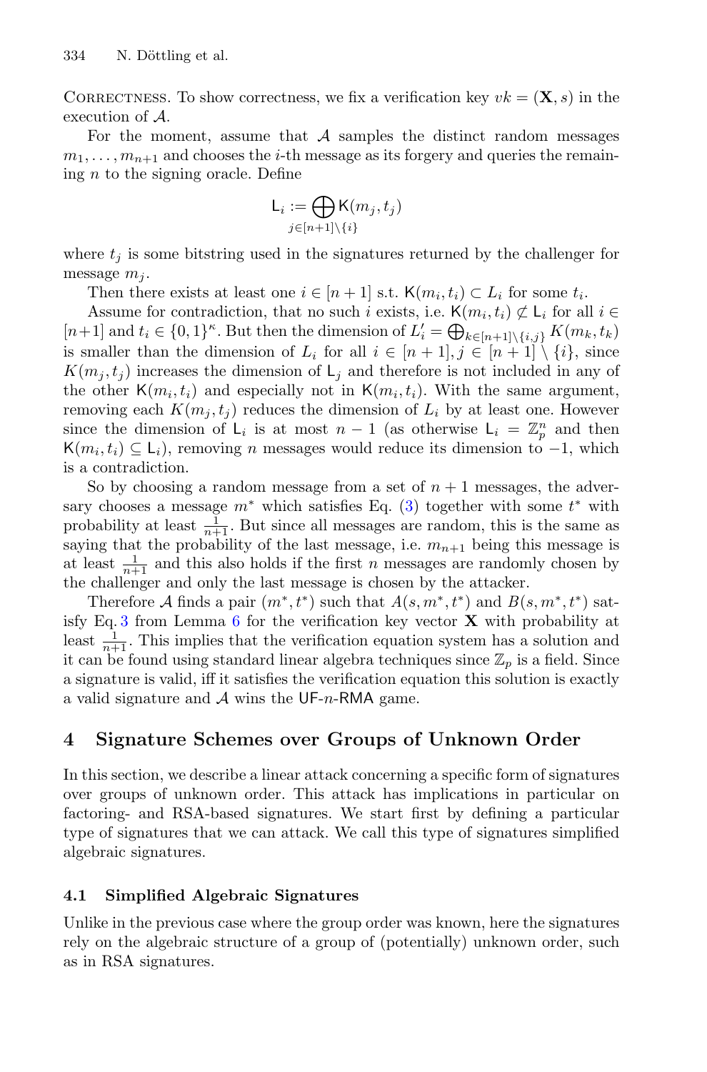Correctness. To show correctness, we fix a verification key $vk = (\mathbf{X}, s)$ in the execution of $\mathcal{A}$.

For the moment, assume that $\mathcal{A}$ samples the distinct random messages $m_1, \ldots, m_{n+1}$ and chooses the $i$-th message as its forgery and queries the remaining $n$ to the signing oracle. Define

$$\mathsf{L}_i := \bigoplus_{j \in [n+1] \setminus \{i\}} \mathsf{K}(m_j, t_j)$$

where $t_j$ is some bitstring used in the signatures returned by the challenger for message $m_j$.

Then there exists at least one $i \in [n+1]$ s.t. $\mathsf{K}(m_i, t_i) \subset L_i$ for some $t_i$.

Assume for contradiction, that no such $i$ exists, i.e. $\mathsf{K}(m_i, t_i) \not\subset \mathsf{L}_i$ for all $i \in [n+1]$ and $t_i \in \{0,1\}^\kappa$. But then the dimension of $L'_i = \bigoplus_{k \in [n+1] \setminus \{i,j\}} K(m_k, t_k)$ is smaller than the dimension of $L_i$ for all $i \in [n+1], j \in [n+1] \setminus \{i\}$, since $K(m_j, t_j)$ increases the dimension of $\mathsf{L}_j$ and therefore is not included in any of the other $\mathsf{K}(m_i, t_i)$ and especially not in $\mathsf{K}(m_i, t_i)$. With the same argument, removing each $K(m_j, t_j)$ reduces the dimension of $L_i$ by at least one. However since the dimension of $\mathsf{L}_i$ is at most $n-1$ (as otherwise $\mathsf{L}_i = \mathbb{Z}_p^n$ and then $\mathsf{K}(m_i, t_i) \subseteq \mathsf{L}_i$), removing $n$ messages would reduce its dimension to $-1$, which is a contradiction.

So by choosing a random message from a set of $n+1$ messages, the adversary chooses a message $m^*$ which satisfies Eq. (3) together with some $t^*$ with probability at least $\frac{1}{n+1}$. But since all messages are random, this is the same as saying that the probability of the last message, i.e. $m_{n+1}$ being this message is at least $\frac{1}{n+1}$ and this also holds if the first $n$ messages are randomly chosen by the challenger and only the last message is chosen by the attacker.

Therefore $\mathcal{A}$ finds a pair $(m^*, t^*)$ such that $A(s, m^*, t^*)$ and $B(s, m^*, t^*)$ satisfy Eq. 3 from Lemma 6 for the verification key vector $\mathbf{X}$ with probability at least $\frac{1}{n+1}$. This implies that the verification equation system has a solution and it can be found using standard linear algebra techniques since $\mathbb{Z}_p$ is a field. Since a signature is valid, iff it satisfies the verification equation this solution is exactly a valid signature and $\mathcal{A}$ wins the $\mathsf{UF}$-$n$-$\mathsf{RMA}$ game.

## 4 Signature Schemes over Groups of Unknown Order

In this section, we describe a linear attack concerning a specific form of signatures over groups of unknown order. This attack has implications in particular on factoring- and RSA-based signatures. We start first by defining a particular type of signatures that we can attack. We call this type of signatures simplified algebraic signatures.

### 4.1 Simplified Algebraic Signatures

Unlike in the previous case where the group order was known, here the signatures rely on the algebraic structure of a group of (potentially) unknown order, such as in RSA signatures.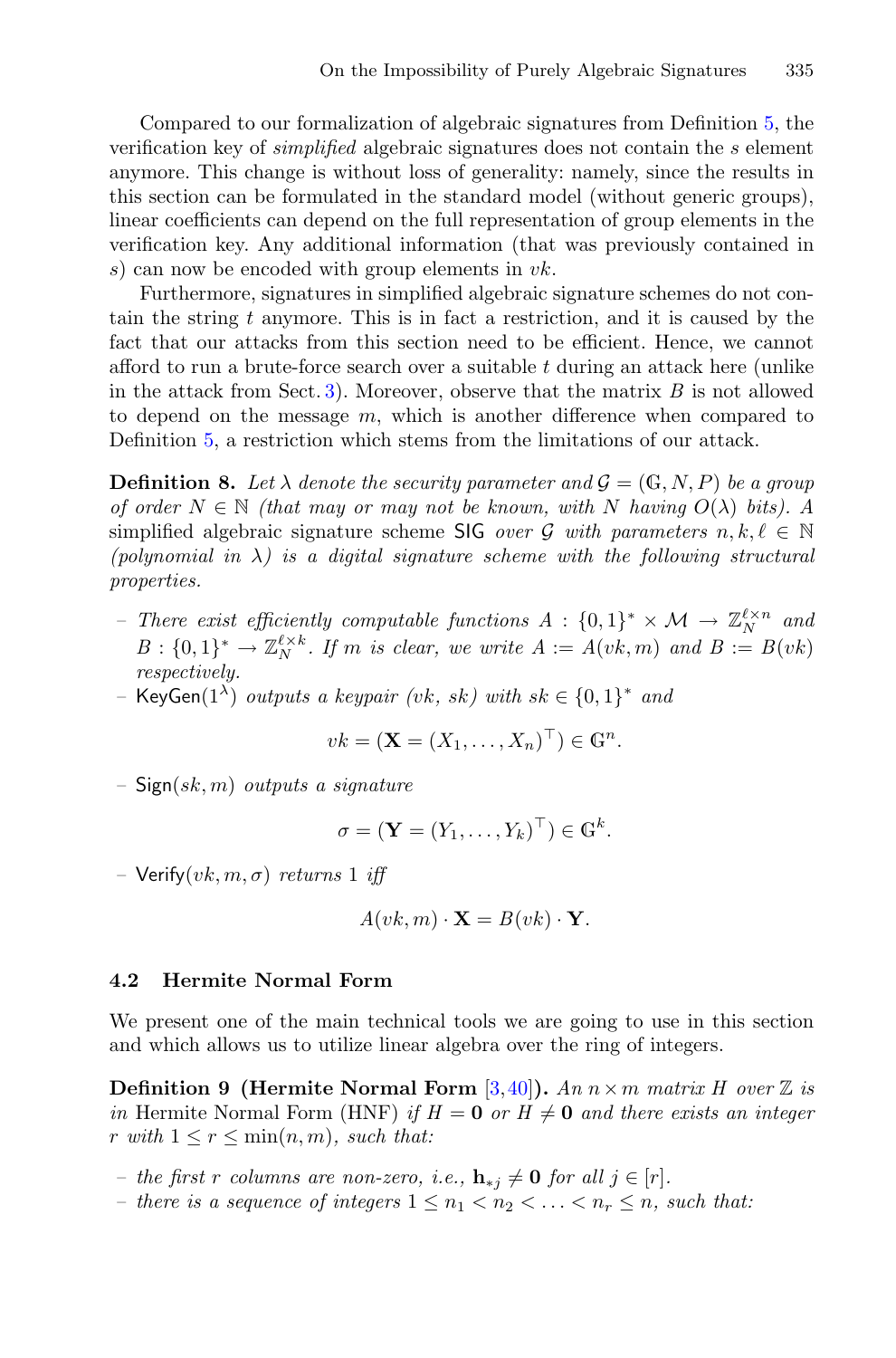Compared to our formalization of algebraic signatures from Definition 5, the verification key of *simplified* algebraic signatures does not contain the $s$ element anymore. This change is without loss of generality: namely, since the results in this section can be formulated in the standard model (without generic groups), linear coefficients can depend on the full representation of group elements in the verification key. Any additional information (that was previously contained in $s$) can now be encoded with group elements in $vk$.

Furthermore, signatures in simplified algebraic signature schemes do not contain the string $t$ anymore. This is in fact a restriction, and it is caused by the fact that our attacks from this section need to be efficient. Hence, we cannot afford to run a brute-force search over a suitable $t$ during an attack here (unlike in the attack from Sect. 3). Moreover, observe that the matrix $B$ is not allowed to depend on the message $m$, which is another difference when compared to Definition 5, a restriction which stems from the limitations of our attack.

**Definition 8.** *Let $\lambda$ denote the security parameter and $\mathcal{G} = (\mathbb{G}, N, P)$ be a group of order $N \in \mathbb{N}$ (that may or may not be known, with $N$ having $O(\lambda)$ bits). A* simplified algebraic signature scheme $\mathsf{SIG}$ *over $\mathcal{G}$ with parameters $n, k, \ell \in \mathbb{N}$ (polynomial in $\lambda$) is a digital signature scheme with the following structural properties.*

- *There exist efficiently computable functions $A : \{0,1\}^* \times \mathcal{M} \to \mathbb{Z}_N^{\ell \times n}$ and $B : \{0,1\}^* \to \mathbb{Z}_N^{\ell \times k}$. If $m$ is clear, we write $A := A(vk, m)$ and $B := B(vk)$ respectively.*
- $\mathsf{KeyGen}(1^\lambda)$ *outputs a keypair $(vk, sk)$ with $sk \in \{0,1\}^*$ and*

$$vk = (\mathbf{X} = (X_1, \ldots, X_n)^\top) \in \mathbb{G}^n.$$

- $\mathsf{Sign}(sk, m)$ *outputs a signature*

$$\sigma = (\mathbf{Y} = (Y_1, \ldots, Y_k)^\top) \in \mathbb{G}^k.$$

- $\mathsf{Verify}(vk, m, \sigma)$ *returns 1 iff*

$$A(vk, m) \cdot \mathbf{X} = B(vk) \cdot \mathbf{Y}.$$

### 4.2 Hermite Normal Form

We present one of the main technical tools we are going to use in this section and which allows us to utilize linear algebra over the ring of integers.

**Definition 9 (Hermite Normal Form [3,40]).** *An $n \times m$ matrix $H$ over $\mathbb{Z}$ is in* Hermite Normal Form (HNF) *if $H = \mathbf{0}$ or $H \neq \mathbf{0}$ and there exists an integer $r$ with $1 \leq r \leq \min(n, m)$, such that:*

- *the first $r$ columns are non-zero, i.e., $\mathbf{h}_{*j} \neq \mathbf{0}$ for all $j \in [r]$.*
- *there is a sequence of integers $1 \leq n_1 < n_2 < \ldots < n_r \leq n$, such that:*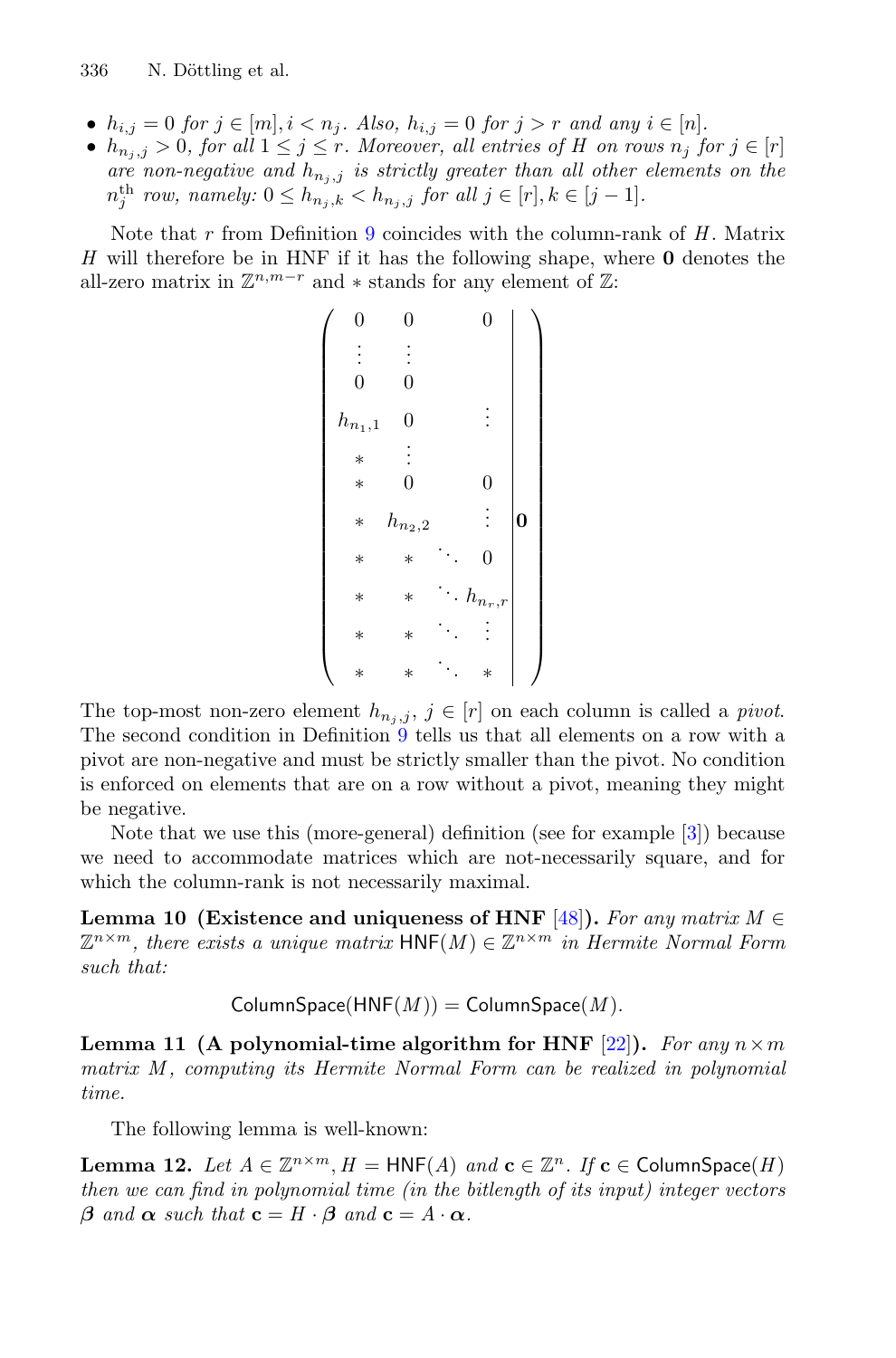- $h_{i,j} = 0$ *for* $j \in [m], i < n_j$. *Also,* $h_{i,j} = 0$ *for* $j > r$ *and any* $i \in [n]$.
- $h_{n_j,j} > 0$, *for all* $1 \le j \le r$. *Moreover, all entries of* $H$ *on rows* $n_j$ *for* $j \in [r]$ *are non-negative and* $h_{n_j,j}$ *is strictly greater than all other elements on the* $n_j^{\text{th}}$ *row, namely:* $0 \le h_{n_j,k} < h_{n_j,j}$ *for all* $j \in [r], k \in [j-1]$.

Note that $r$ from Definition 9 coincides with the column-rank of $H$. Matrix $H$ will therefore be in HNF if it has the following shape, where $\mathbf{0}$ denotes the all-zero matrix in $\mathbb{Z}^{n,m-r}$ and $*$ stands for any element of $\mathbb{Z}$:

$$\left(\begin{array}{cccc|c}
0 & 0 & & 0 & \\
\vdots & \vdots & & & \\
0 & 0 & & & \\
h_{n_1,1} & 0 & & \vdots & \\
* & \vdots & & & \\
* & 0 & & 0 & \\
* & h_{n_2,2} & & \vdots & \mathbf{0} \\
* & * & \ddots & 0 & \\
* & * & \ddots & h_{n_r,r} & \\
* & * & \ddots & \vdots & \\
* & * & \ddots & * &
\end{array}\right)$$

The top-most non-zero element $h_{n_j,j}$, $j \in [r]$ on each column is called a *pivot*. The second condition in Definition 9 tells us that all elements on a row with a pivot are non-negative and must be strictly smaller than the pivot. No condition is enforced on elements that are on a row without a pivot, meaning they might be negative.

Note that we use this (more-general) definition (see for example [3]) because we need to accommodate matrices which are not-necessarily square, and for which the column-rank is not necessarily maximal.

**Lemma 10 (Existence and uniqueness of HNF** [48]**).** *For any matrix* $M \in \mathbb{Z}^{n\times m}$*, there exists a unique matrix* $\mathsf{HNF}(M) \in \mathbb{Z}^{n\times m}$ *in Hermite Normal Form such that:*

$$\mathsf{ColumnSpace}(\mathsf{HNF}(M)) = \mathsf{ColumnSpace}(M).$$

**Lemma 11 (A polynomial-time algorithm for HNF** [22]**).** *For any* $n \times m$ *matrix* $M$*, computing its Hermite Normal Form can be realized in polynomial time.*

The following lemma is well-known:

**Lemma 12.** *Let* $A \in \mathbb{Z}^{n\times m}, H = \mathsf{HNF}(A)$ *and* $\mathbf{c} \in \mathbb{Z}^n$. *If* $\mathbf{c} \in \mathsf{ColumnSpace}(H)$ *then we can find in polynomial time (in the bitlength of its input) integer vectors* $\boldsymbol{\beta}$ *and* $\boldsymbol{\alpha}$ *such that* $\mathbf{c} = H \cdot \boldsymbol{\beta}$ *and* $\mathbf{c} = A \cdot \boldsymbol{\alpha}$.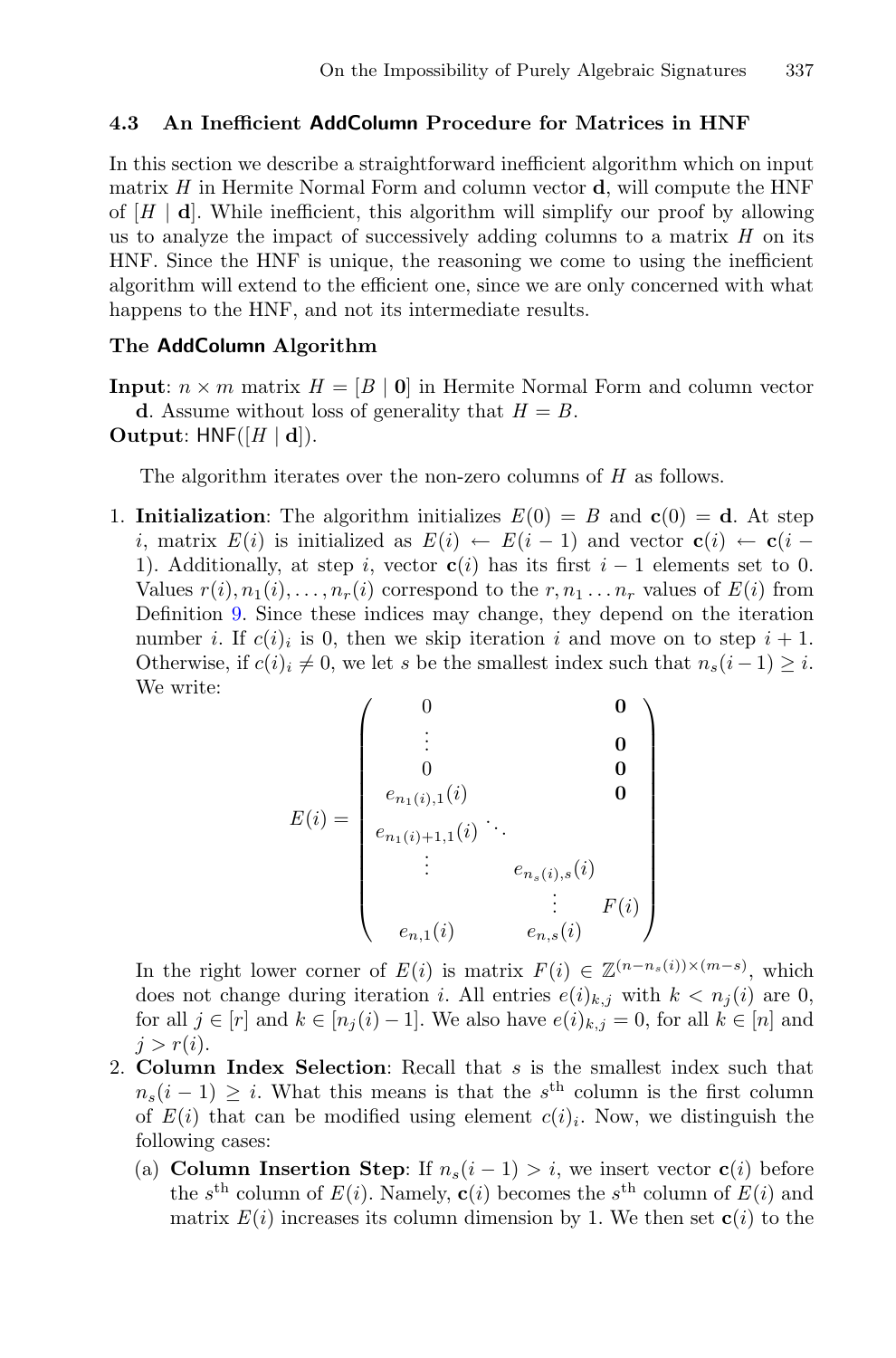### 4.3 An Inefficient AddColumn Procedure for Matrices in HNF

In this section we describe a straightforward inefficient algorithm which on input matrix $H$ in Hermite Normal Form and column vector $\mathbf{d}$, will compute the HNF of $[H \mid \mathbf{d}]$. While inefficient, this algorithm will simplify our proof by allowing us to analyze the impact of successively adding columns to a matrix $H$ on its HNF. Since the HNF is unique, the reasoning we come to using the inefficient algorithm will extend to the efficient one, since we are only concerned with what happens to the HNF, and not its intermediate results.

**The AddColumn Algorithm**

**Input**: $n \times m$ matrix $H = [B \mid \mathbf{0}]$ in Hermite Normal Form and column vector $\mathbf{d}$. Assume without loss of generality that $H = B$.
**Output**: $\mathsf{HNF}([H \mid \mathbf{d}])$.

The algorithm iterates over the non-zero columns of $H$ as follows.

1. **Initialization**: The algorithm initializes $E(0) = B$ and $\mathbf{c}(0) = \mathbf{d}$. At step $i$, matrix $E(i)$ is initialized as $E(i) \leftarrow E(i-1)$ and vector $\mathbf{c}(i) \leftarrow \mathbf{c}(i-1)$. Additionally, at step $i$, vector $\mathbf{c}(i)$ has its first $i-1$ elements set to 0. Values $r(i), n_1(i), \ldots, n_r(i)$ correspond to the $r, n_1 \ldots n_r$ values of $E(i)$ from Definition 9. Since these indices may change, they depend on the iteration number $i$. If $c(i)_i$ is 0, then we skip iteration $i$ and move on to step $i+1$. Otherwise, if $c(i)_i \neq 0$, we let $s$ be the smallest index such that $n_s(i-1) \geq i$. We write:
$$E(i) = \begin{pmatrix} 0 & & \mathbf{0} \\ \vdots & & \mathbf{0} \\ 0 & & \mathbf{0} \\ e_{n_1(i),1}(i) & & \mathbf{0} \\ e_{n_1(i)+1,1}(i) & \ddots & \\ \vdots & e_{n_s(i),s}(i) & \\ & \vdots & F(i) \\ e_{n,1}(i) & e_{n,s}(i) & \end{pmatrix}$$
In the right lower corner of $E(i)$ is matrix $F(i) \in \mathbb{Z}^{(n-n_s(i)) \times (m-s)}$, which does not change during iteration $i$. All entries $e(i)_{k,j}$ with $k < n_j(i)$ are 0, for all $j \in [r]$ and $k \in [n_j(i)-1]$. We also have $e(i)_{k,j} = 0$, for all $k \in [n]$ and $j > r(i)$.
2. **Column Index Selection**: Recall that $s$ is the smallest index such that $n_s(i-1) \geq i$. What this means is that the $s^{\text{th}}$ column is the first column of $E(i)$ that can be modified using element $c(i)_i$. Now, we distinguish the following cases:
   (a) **Column Insertion Step**: If $n_s(i-1) > i$, we insert vector $\mathbf{c}(i)$ before the $s^{\text{th}}$ column of $E(i)$. Namely, $\mathbf{c}(i)$ becomes the $s^{\text{th}}$ column of $E(i)$ and matrix $E(i)$ increases its column dimension by 1. We then set $\mathbf{c}(i)$ to the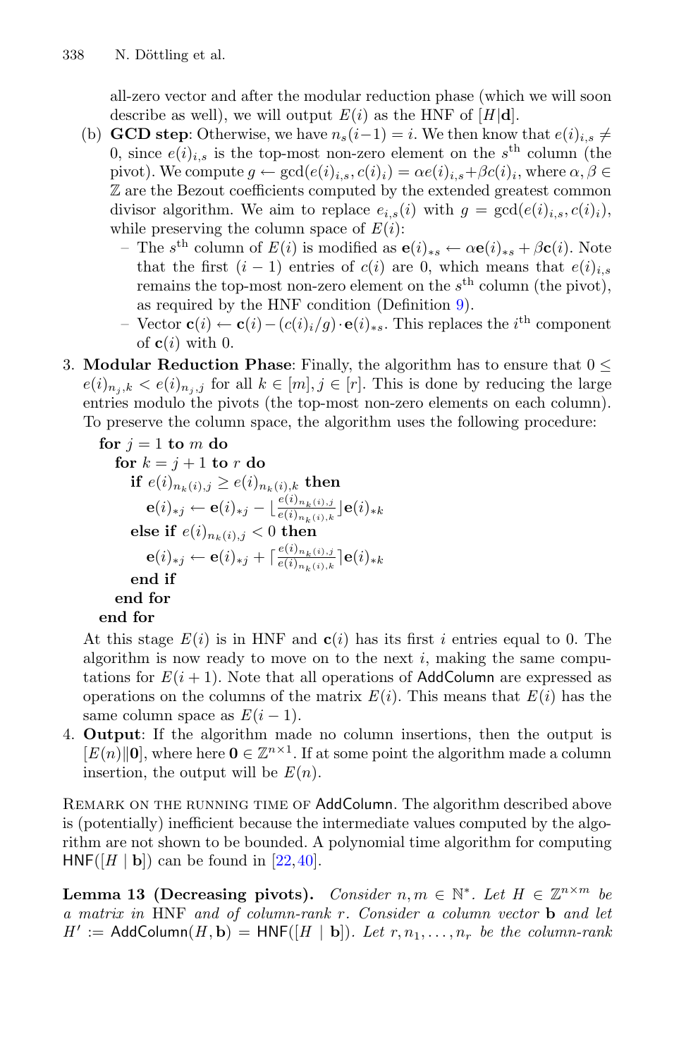all-zero vector and after the modular reduction phase (which we will soon describe as well), we will output $E(i)$ as the HNF of $[H|\mathbf{d}]$.

(b) **GCD step**: Otherwise, we have $n_s(i-1) = i$. We then know that $e(i)_{i,s} \neq 0$, since $e(i)_{i,s}$ is the top-most non-zero element on the $s^{\text{th}}$ column (the pivot). We compute $g \leftarrow \gcd(e(i)_{i,s}, c(i)_i) = \alpha e(i)_{i,s} + \beta c(i)_i$, where $\alpha, \beta \in \mathbb{Z}$ are the Bezout coefficients computed by the extended greatest common divisor algorithm. We aim to replace $e_{i,s}(i)$ with $g = \gcd(e(i)_{i,s}, c(i)_i)$, while preserving the column space of $E(i)$:

- The $s^{\text{th}}$ column of $E(i)$ is modified as $\mathbf{e}(i)_{*s} \leftarrow \alpha \mathbf{e}(i)_{*s} + \beta \mathbf{c}(i)$. Note that the first $(i-1)$ entries of $c(i)$ are 0, which means that $e(i)_{i,s}$ remains the top-most non-zero element on the $s^{\text{th}}$ column (the pivot), as required by the HNF condition (Definition 9).
- Vector $\mathbf{c}(i) \leftarrow \mathbf{c}(i) - (c(i)_i/g) \cdot \mathbf{e}(i)_{*s}$. This replaces the $i^{\text{th}}$ component of $\mathbf{c}(i)$ with 0.

3. **Modular Reduction Phase**: Finally, the algorithm has to ensure that $0 \leq e(i)_{n_j,k} < e(i)_{n_j,j}$ for all $k \in [m], j \in [r]$. This is done by reducing the large entries modulo the pivots (the top-most non-zero elements on each column). To preserve the column space, the algorithm uses the following procedure:

**for** $j = 1$ **to** $m$ **do**
  **for** $k = j+1$ **to** $r$ **do**
    **if** $e(i)_{n_k(i),j} \geq e(i)_{n_k(i),k}$ **then**
      $\mathbf{e}(i)_{*j} \leftarrow \mathbf{e}(i)_{*j} - \lfloor \frac{e(i)_{n_k(i),j}}{e(i)_{n_k(i),k}} \rfloor \mathbf{e}(i)_{*k}$
    **else if** $e(i)_{n_k(i),j} < 0$ **then**
      $\mathbf{e}(i)_{*j} \leftarrow \mathbf{e}(i)_{*j} + \lceil \frac{e(i)_{n_k(i),j}}{e(i)_{n_k(i),k}} \rceil \mathbf{e}(i)_{*k}$
    **end if**
  **end for**
**end for**

At this stage $E(i)$ is in HNF and $\mathbf{c}(i)$ has its first $i$ entries equal to 0. The algorithm is now ready to move on to the next $i$, making the same computations for $E(i+1)$. Note that all operations of AddColumn are expressed as operations on the columns of the matrix $E(i)$. This means that $E(i)$ has the same column space as $E(i-1)$.

4. **Output**: If the algorithm made no column insertions, then the output is $[E(n)\|\mathbf{0}]$, where here $\mathbf{0} \in \mathbb{Z}^{n\times 1}$. If at some point the algorithm made a column insertion, the output will be $E(n)$.

Remark on the running time of AddColumn. The algorithm described above is (potentially) inefficient because the intermediate values computed by the algorithm are not shown to be bounded. A polynomial time algorithm for computing $\mathsf{HNF}([H \mid \mathbf{b}])$ can be found in [22,40].

**Lemma 13 (Decreasing pivots).** *Consider $n, m \in \mathbb{N}^*$. Let $H \in \mathbb{Z}^{n\times m}$ be a matrix in* HNF *and of column-rank $r$. Consider a column vector $\mathbf{b}$ and let $H' := \mathsf{AddColumn}(H, \mathbf{b}) = \mathsf{HNF}([H \mid \mathbf{b}])$. Let $r, n_1, \ldots, n_r$ be the column-rank*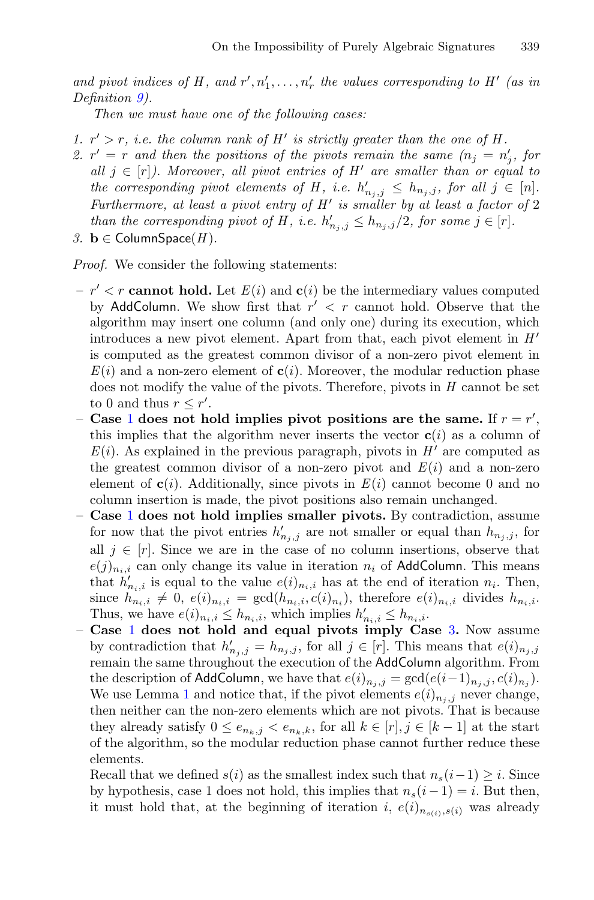*and pivot indices of $H$, and $r', n'_1, \ldots, n'_r$ the values corresponding to $H'$ (as in Definition 9).*

*Then we must have one of the following cases:*

1. *$r' > r$, i.e. the column rank of $H'$ is strictly greater than the one of $H$.*
2. *$r' = r$ and then the positions of the pivots remain the same ($n_j = n'_j$, for all $j \in [r]$). Moreover, all pivot entries of $H'$ are smaller than or equal to the corresponding pivot elements of $H$, i.e. $h'_{n_j,j} \leq h_{n_j,j}$, for all $j \in [n]$. Furthermore, at least a pivot entry of $H'$ is smaller by at least a factor of 2 than the corresponding pivot of $H$, i.e. $h'_{n_j,j} \leq h_{n_j,j}/2$, for some $j \in [r]$.*
3. *$\mathbf{b} \in \mathsf{ColumnSpace}(H)$.*

*Proof.* We consider the following statements:

- **$r' < r$ cannot hold.** Let $E(i)$ and $\mathbf{c}(i)$ be the intermediary values computed by $\mathsf{AddColumn}$. We show first that $r' < r$ cannot hold. Observe that the algorithm may insert one column (and only one) during its execution, which introduces a new pivot element. Apart from that, each pivot element in $H'$ is computed as the greatest common divisor of a non-zero pivot element in $E(i)$ and a non-zero element of $\mathbf{c}(i)$. Moreover, the modular reduction phase does not modify the value of the pivots. Therefore, pivots in $H$ cannot be set to 0 and thus $r \leq r'$.
- **Case 1 does not hold implies pivot positions are the same.** If $r = r'$, this implies that the algorithm never inserts the vector $\mathbf{c}(i)$ as a column of $E(i)$. As explained in the previous paragraph, pivots in $H'$ are computed as the greatest common divisor of a non-zero pivot and $E(i)$ and a non-zero element of $\mathbf{c}(i)$. Additionally, since pivots in $E(i)$ cannot become 0 and no column insertion is made, the pivot positions also remain unchanged.
- **Case 1 does not hold implies smaller pivots.** By contradiction, assume for now that the pivot entries $h'_{n_j,j}$ are not smaller or equal than $h_{n_j,j}$, for all $j \in [r]$. Since we are in the case of no column insertions, observe that $e(j)_{n_i,i}$ can only change its value in iteration $n_i$ of $\mathsf{AddColumn}$. This means that $h'_{n_i,i}$ is equal to the value $e(i)_{n_i,i}$ has at the end of iteration $n_i$. Then, since $h_{n_i,i} \neq 0$, $e(i)_{n_i,i} = \gcd(h_{n_i,i}, c(i)_{n_i})$, therefore $e(i)_{n_i,i}$ divides $h_{n_i,i}$. Thus, we have $e(i)_{n_i,i} \leq h_{n_i,i}$, which implies $h'_{n_i,i} \leq h_{n_i,i}$.
- **Case 1 does not hold and equal pivots imply Case 3.** Now assume by contradiction that $h'_{n_j,j} = h_{n_j,j}$, for all $j \in [r]$. This means that $e(i)_{n_j,j}$ remain the same throughout the execution of the $\mathsf{AddColumn}$ algorithm. From the description of $\mathsf{AddColumn}$, we have that $e(i)_{n_j,j} = \gcd(e(i-1)_{n_j,j}, c(i)_{n_j})$. We use Lemma 1 and notice that, if the pivot elements $e(i)_{n_j,j}$ never change, then neither can the non-zero elements which are not pivots. That is because they already satisfy $0 \leq e_{n_k,j} < e_{n_k,k}$, for all $k \in [r], j \in [k-1]$ at the start of the algorithm, so the modular reduction phase cannot further reduce these elements.

  Recall that we defined $s(i)$ as the smallest index such that $n_s(i-1) \geq i$. Since by hypothesis, case 1 does not hold, this implies that $n_s(i-1) = i$. But then, it must hold that, at the beginning of iteration $i$, $e(i)_{n_{s(i)},s(i)}$ was already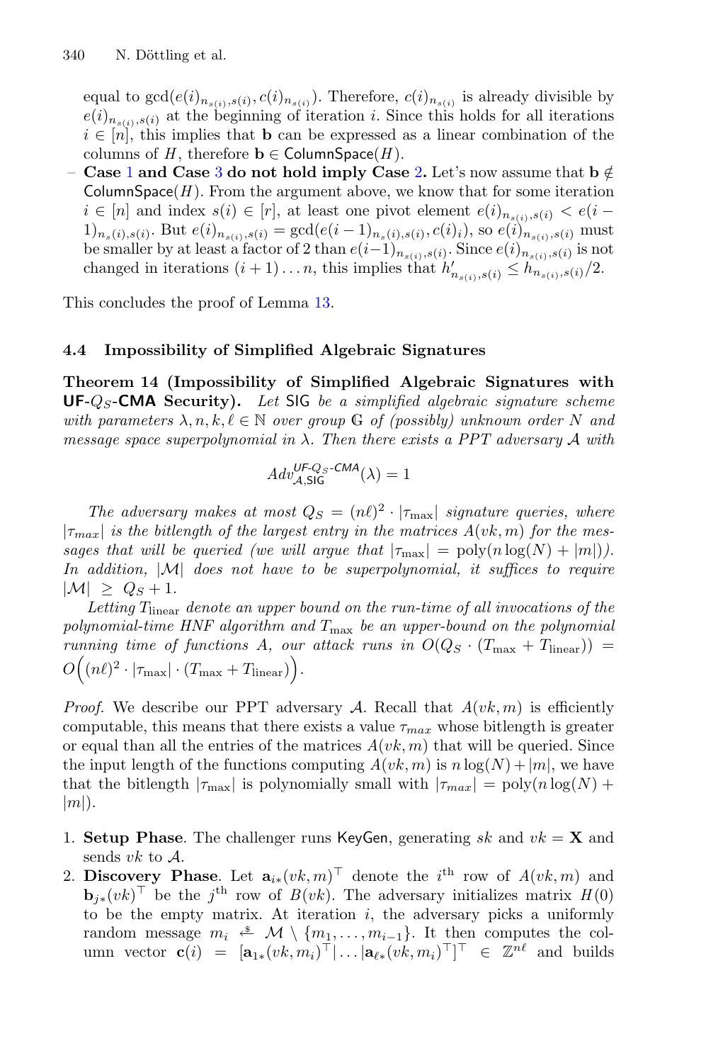equal to $\gcd(e(i)_{n_{s(i)},s(i)}, c(i)_{n_{s(i)}})$. Therefore, $c(i)_{n_{s(i)}}$ is already divisible by $e(i)_{n_{s(i)},s(i)}$ at the beginning of iteration $i$. Since this holds for all iterations $i \in [n]$, this implies that $\mathbf{b}$ can be expressed as a linear combination of the columns of $H$, therefore $\mathbf{b} \in \mathsf{ColumnSpace}(H)$.

– **Case 1 and Case 3 do not hold imply Case 2.** Let's now assume that $\mathbf{b} \notin \mathsf{ColumnSpace}(H)$. From the argument above, we know that for some iteration $i \in [n]$ and index $s(i) \in [r]$, at least one pivot element $e(i)_{n_{s(i)},s(i)} < e(i-1)_{n_s(i),s(i)}$. But $e(i)_{n_{s(i)},s(i)} = \gcd(e(i-1)_{n_s(i),s(i)}, c(i)_i)$, so $e(i)_{n_{s(i)},s(i)}$ must be smaller by at least a factor of 2 than $e(i-1)_{n_{s(i)},s(i)}$. Since $e(i)_{n_{s(i)},s(i)}$ is not changed in iterations $(i+1)\ldots n$, this implies that $h'_{n_{s(i)},s(i)} \le h_{n_{s(i)},s(i)}/2$.

This concludes the proof of Lemma 13.

### 4.4 Impossibility of Simplified Algebraic Signatures

**Theorem 14 (Impossibility of Simplified Algebraic Signatures with UF-$Q_S$-CMA Security).** *Let* $\mathsf{SIG}$ *be a simplified algebraic signature scheme with parameters* $\lambda, n, k, \ell \in \mathbb{N}$ *over group* $\mathbb{G}$ *of (possibly) unknown order* $N$ *and message space superpolynomial in* $\lambda$. *Then there exists a PPT adversary* $\mathcal{A}$ *with*

$$Adv^{\mathsf{UF}\text{-}Q_S\text{-}\mathsf{CMA}}_{\mathcal{A},\mathsf{SIG}}(\lambda) = 1$$

*The adversary makes at most* $Q_S = (n\ell)^2 \cdot |\tau_{\max}|$ *signature queries, where* $|\tau_{max}|$ *is the bitlength of the largest entry in the matrices* $A(vk, m)$ *for the messages that will be queried (we will argue that* $|\tau_{\max}| = \mathrm{poly}(n\log(N) + |m|)$*). In addition,* $|\mathcal{M}|$ *does not have to be superpolynomial, it suffices to require* $|\mathcal{M}| \ge Q_S + 1$.

*Letting* $T_{\text{linear}}$ *denote an upper bound on the run-time of all invocations of the polynomial-time HNF algorithm and* $T_{\max}$ *be an upper-bound on the polynomial running time of functions* $A$*, our attack runs in* $O(Q_S \cdot (T_{\max} + T_{\text{linear}})) = O\Big((n\ell)^2 \cdot |\tau_{\max}| \cdot (T_{\max} + T_{\text{linear}})\Big)$.

*Proof.* We describe our PPT adversary $\mathcal{A}$. Recall that $A(vk, m)$ is efficiently computable, this means that there exists a value $\tau_{max}$ whose bitlength is greater or equal than all the entries of the matrices $A(vk, m)$ that will be queried. Since the input length of the functions computing $A(vk, m)$ is $n\log(N) + |m|$, we have that the bitlength $|\tau_{\max}|$ is polynomially small with $|\tau_{max}| = \mathrm{poly}(n\log(N) + |m|)$.

1. **Setup Phase**. The challenger runs $\mathsf{KeyGen}$, generating $sk$ and $vk = \mathbf{X}$ and sends $vk$ to $\mathcal{A}$.
2. **Discovery Phase**. Let $\mathbf{a}_{i*}(vk, m)^\top$ denote the $i^{\text{th}}$ row of $A(vk, m)$ and $\mathbf{b}_{j*}(vk)^\top$ be the $j^{\text{th}}$ row of $B(vk)$. The adversary initializes matrix $H(0)$ to be the empty matrix. At iteration $i$, the adversary picks a uniformly random message $m_i \overset{\$}{\leftarrow} \mathcal{M} \setminus \{m_1, \ldots, m_{i-1}\}$. It then computes the column vector $\mathbf{c}(i) = [\mathbf{a}_{1*}(vk, m_i)^\top | \ldots | \mathbf{a}_{\ell*}(vk, m_i)^\top]^\top \in \mathbb{Z}^{n\ell}$ and builds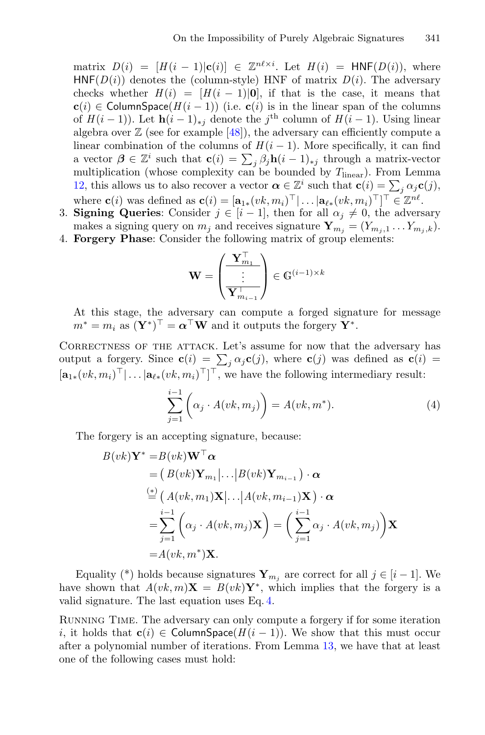matrix $D(i) = [H(i-1)|\mathbf{c}(i)] \in \mathbb{Z}^{n\ell \times i}$. Let $H(i) = \mathsf{HNF}(D(i))$, where $\mathsf{HNF}(D(i))$ denotes the (column-style) HNF of matrix $D(i)$. The adversary checks whether $H(i) = [H(i-1)|\mathbf{0}]$, if that is the case, it means that $\mathbf{c}(i) \in \mathsf{ColumnSpace}(H(i-1))$ (i.e. $\mathbf{c}(i)$ is in the linear span of the columns of $H(i-1)$). Let $\mathbf{h}(i-1)_{*j}$ denote the $j^{\text{th}}$ column of $H(i-1)$. Using linear algebra over $\mathbb{Z}$ (see for example [48]), the adversary can efficiently compute a linear combination of the columns of $H(i-1)$. More specifically, it can find a vector $\boldsymbol{\beta} \in \mathbb{Z}^i$ such that $\mathbf{c}(i) = \sum_j \beta_j \mathbf{h}(i-1)_{*j}$ through a matrix-vector multiplication (whose complexity can be bounded by $T_{\text{linear}}$). From Lemma 12, this allows us to also recover a vector $\boldsymbol{\alpha} \in \mathbb{Z}^i$ such that $\mathbf{c}(i) = \sum_j \alpha_j \mathbf{c}(j)$, where $\mathbf{c}(i)$ was defined as $\mathbf{c}(i) = [\mathbf{a}_{1*}(vk, m_i)^\top | \ldots | \mathbf{a}_{\ell *}(vk, m_i)^\top]^\top \in \mathbb{Z}^{n\ell}$.

3. **Signing Queries**: Consider $j \in [i-1]$, then for all $\alpha_j \neq 0$, the adversary makes a signing query on $m_j$ and receives signature $\mathbf{Y}_{m_j} = (Y_{m_j,1} \ldots Y_{m_j,k})$.
4. **Forgery Phase**: Consider the following matrix of group elements:

$$\mathbf{W} = \begin{pmatrix} \mathbf{Y}_{m_1}^\top \\ \hline \vdots \\ \hline \mathbf{Y}_{m_{i-1}}^\top \end{pmatrix} \in \mathbb{G}^{(i-1)\times k}$$

At this stage, the adversary can compute a forged signature for message $m^* = m_i$ as $(\mathbf{Y}^*)^\top = \boldsymbol{\alpha}^\top \mathbf{W}$ and it outputs the forgery $\mathbf{Y}^*$.

Correctness of the Attack. Let's assume for now that the adversary has output a forgery. Since $\mathbf{c}(i) = \sum_j \alpha_j \mathbf{c}(j)$, where $\mathbf{c}(j)$ was defined as $\mathbf{c}(i) = [\mathbf{a}_{1*}(vk, m_i)^\top | \ldots | \mathbf{a}_{\ell *}(vk, m_i)^\top]^\top$, we have the following intermediary result:

$$\sum_{j=1}^{i-1} \Big( \alpha_j \cdot A(vk, m_j) \Big) = A(vk, m^*). \tag{4}$$

The forgery is an accepting signature, because:

$$\begin{aligned}
B(vk)\mathbf{Y}^* =& B(vk)\mathbf{W}^\top \boldsymbol{\alpha} \\
=& \big( B(vk)\mathbf{Y}_{m_1} \big| \ldots \big| B(vk)\mathbf{Y}_{m_{i-1}} \big) \cdot \boldsymbol{\alpha} \\
\overset{(*)}{=}& \big( A(vk, m_1)\mathbf{X} \big| \ldots \big| A(vk, m_{i-1})\mathbf{X} \big) \cdot \boldsymbol{\alpha} \\
=& \sum_{j=1}^{i-1} \Big( \alpha_j \cdot A(vk, m_j)\mathbf{X} \Big) = \Big( \sum_{j=1}^{i-1} \alpha_j \cdot A(vk, m_j) \Big) \mathbf{X} \\
=& A(vk, m^*)\mathbf{X}.
\end{aligned}$$

Equality (\*) holds because signatures $\mathbf{Y}_{m_j}$ are correct for all $j \in [i-1]$. We have shown that $A(vk, m)\mathbf{X} = B(vk)\mathbf{Y}^*$, which implies that the forgery is a valid signature. The last equation uses Eq. 4.

Running Time. The adversary can only compute a forgery if for some iteration $i$, it holds that $\mathbf{c}(i) \in \mathsf{ColumnSpace}(H(i-1))$. We show that this must occur after a polynomial number of iterations. From Lemma 13, we have that at least one of the following cases must hold: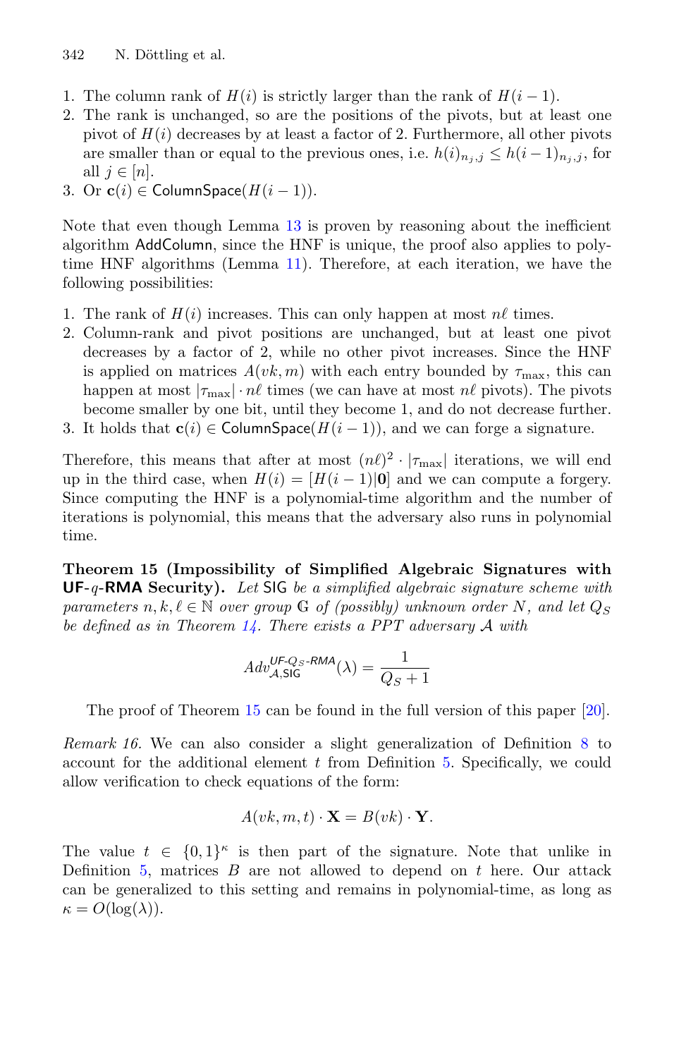1. The column rank of $H(i)$ is strictly larger than the rank of $H(i-1)$.
2. The rank is unchanged, so are the positions of the pivots, but at least one pivot of $H(i)$ decreases by at least a factor of 2. Furthermore, all other pivots are smaller than or equal to the previous ones, i.e. $h(i)_{n_j,j} \leq h(i-1)_{n_j,j}$, for all $j \in [n]$.
3. Or $\mathbf{c}(i) \in \mathsf{ColumnSpace}(H(i-1))$.

Note that even though Lemma 13 is proven by reasoning about the inefficient algorithm AddColumn, since the HNF is unique, the proof also applies to poly-time HNF algorithms (Lemma 11). Therefore, at each iteration, we have the following possibilities:

1. The rank of $H(i)$ increases. This can only happen at most $n\ell$ times.
2. Column-rank and pivot positions are unchanged, but at least one pivot decreases by a factor of 2, while no other pivot increases. Since the HNF is applied on matrices $A(vk, m)$ with each entry bounded by $\tau_{\max}$, this can happen at most $|\tau_{\max}| \cdot n\ell$ times (we can have at most $n\ell$ pivots). The pivots become smaller by one bit, until they become 1, and do not decrease further.
3. It holds that $\mathbf{c}(i) \in \mathsf{ColumnSpace}(H(i-1))$, and we can forge a signature.

Therefore, this means that after at most $(n\ell)^2 \cdot |\tau_{\max}|$ iterations, we will end up in the third case, when $H(i) = [H(i-1)|\mathbf{0}]$ and we can compute a forgery. Since computing the HNF is a polynomial-time algorithm and the number of iterations is polynomial, this means that the adversary also runs in polynomial time.

**Theorem 15 (Impossibility of Simplified Algebraic Signatures with UF-$q$-RMA Security).** *Let* SIG *be a simplified algebraic signature scheme with parameters $n, k, \ell \in \mathbb{N}$ over group $\mathbb{G}$ of (possibly) unknown order $N$, and let $Q_S$ be defined as in Theorem 14. There exists a PPT adversary $\mathcal{A}$ with*

$$Adv^{\mathsf{UF}\text{-}Q_S\text{-}\mathsf{RMA}}_{\mathcal{A},\mathsf{SIG}}(\lambda) = \frac{1}{Q_S + 1}$$

The proof of Theorem 15 can be found in the full version of this paper [20].

*Remark 16.* We can also consider a slight generalization of Definition 8 to account for the additional element $t$ from Definition 5. Specifically, we could allow verification to check equations of the form:

$$A(vk, m, t) \cdot \mathbf{X} = B(vk) \cdot \mathbf{Y}.$$

The value $t \in \{0,1\}^\kappa$ is then part of the signature. Note that unlike in Definition 5, matrices $B$ are not allowed to depend on $t$ here. Our attack can be generalized to this setting and remains in polynomial-time, as long as $\kappa = O(\log(\lambda))$.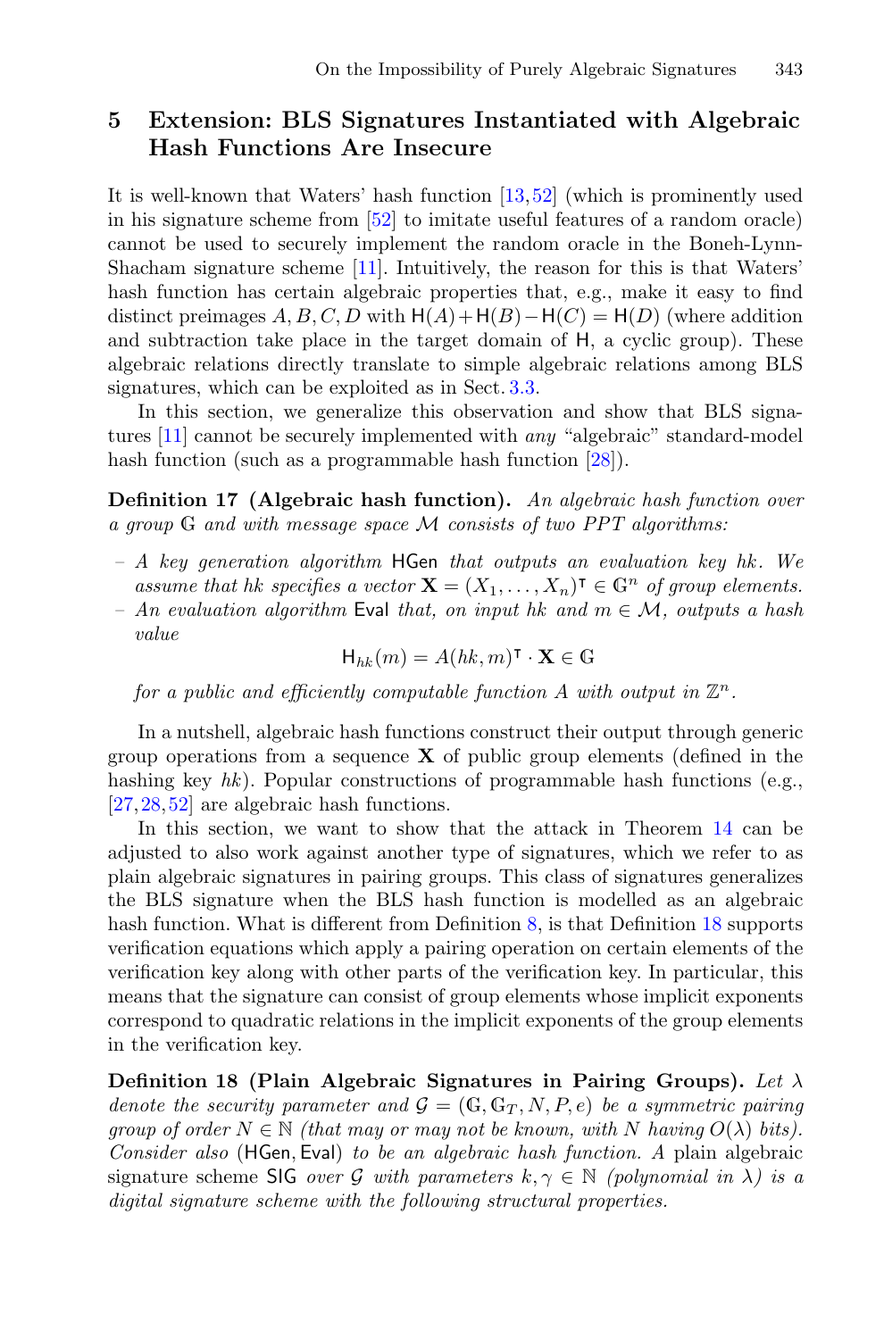## 5 Extension: BLS Signatures Instantiated with Algebraic Hash Functions Are Insecure

It is well-known that Waters' hash function [13,52] (which is prominently used in his signature scheme from [52] to imitate useful features of a random oracle) cannot be used to securely implement the random oracle in the Boneh-Lynn-Shacham signature scheme [11]. Intuitively, the reason for this is that Waters' hash function has certain algebraic properties that, e.g., make it easy to find distinct preimages $A, B, C, D$ with $\mathsf{H}(A) + \mathsf{H}(B) - \mathsf{H}(C) = \mathsf{H}(D)$ (where addition and subtraction take place in the target domain of $\mathsf{H}$, a cyclic group). These algebraic relations directly translate to simple algebraic relations among BLS signatures, which can be exploited as in Sect. 3.3.

In this section, we generalize this observation and show that BLS signatures [11] cannot be securely implemented with *any* "algebraic" standard-model hash function (such as a programmable hash function [28]).

**Definition 17 (Algebraic hash function).** *An algebraic hash function over a group $\mathbb{G}$ and with message space $\mathcal{M}$ consists of two PPT algorithms:*

- *A key generation algorithm* $\mathsf{HGen}$ *that outputs an evaluation key $hk$. We assume that $hk$ specifies a vector $\mathbf{X} = (X_1, \ldots, X_n)^\intercal \in \mathbb{G}^n$ of group elements.*
- *An evaluation algorithm* $\mathsf{Eval}$ *that, on input $hk$ and $m \in \mathcal{M}$, outputs a hash value*

$$\mathsf{H}_{hk}(m) = A(hk, m)^\intercal \cdot \mathbf{X} \in \mathbb{G}$$

*for a public and efficiently computable function $A$ with output in $\mathbb{Z}^n$.*

In a nutshell, algebraic hash functions construct their output through generic group operations from a sequence $\mathbf{X}$ of public group elements (defined in the hashing key $hk$). Popular constructions of programmable hash functions (e.g., [27,28,52] are algebraic hash functions.

In this section, we want to show that the attack in Theorem 14 can be adjusted to also work against another type of signatures, which we refer to as plain algebraic signatures in pairing groups. This class of signatures generalizes the BLS signature when the BLS hash function is modelled as an algebraic hash function. What is different from Definition 8, is that Definition 18 supports verification equations which apply a pairing operation on certain elements of the verification key along with other parts of the verification key. In particular, this means that the signature can consist of group elements whose implicit exponents correspond to quadratic relations in the implicit exponents of the group elements in the verification key.

**Definition 18 (Plain Algebraic Signatures in Pairing Groups).** *Let $\lambda$ denote the security parameter and $\mathcal{G} = (\mathbb{G}, \mathbb{G}_T, N, P, e)$ be a symmetric pairing group of order $N \in \mathbb{N}$ (that may or may not be known, with $N$ having $O(\lambda)$ bits). Consider also* $(\mathsf{HGen}, \mathsf{Eval})$ *to be an algebraic hash function. A* plain algebraic signature scheme $\mathsf{SIG}$ *over $\mathcal{G}$ with parameters $k, \gamma \in \mathbb{N}$ (polynomial in $\lambda$) is a digital signature scheme with the following structural properties.*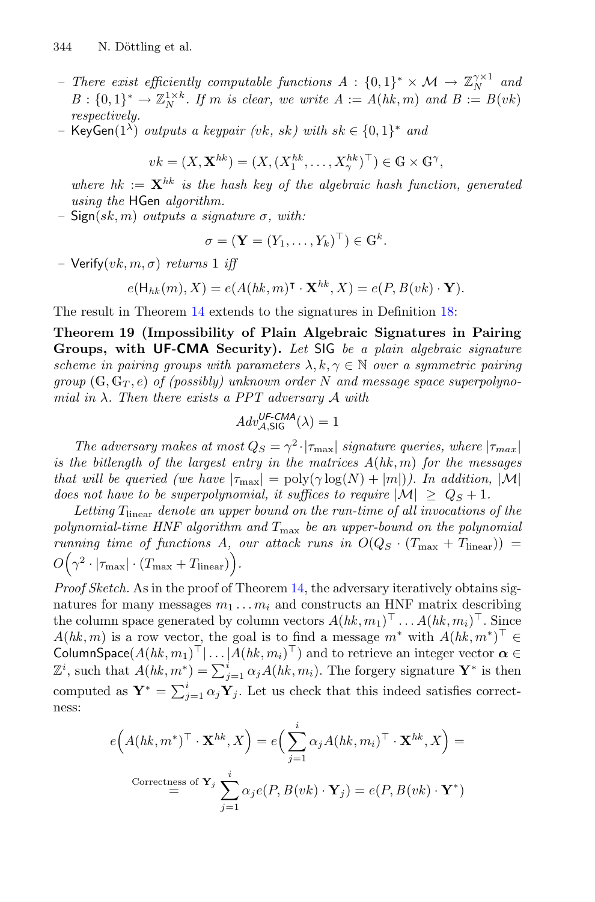– *There exist efficiently computable functions* $A : \{0,1\}^* \times \mathcal{M} \to \mathbb{Z}_N^{\gamma \times 1}$ *and* $B : \{0,1\}^* \to \mathbb{Z}_N^{1\times k}$. *If* $m$ *is clear, we write* $A := A(hk, m)$ *and* $B := B(vk)$ *respectively.*

– $\mathsf{KeyGen}(1^\lambda)$ *outputs a keypair* $(vk, sk)$ *with* $sk \in \{0,1\}^*$ *and*

$$vk = (X, \mathbf{X}^{hk}) = (X, (X_1^{hk}, \dots, X_\gamma^{hk})^\top) \in \mathbb{G} \times \mathbb{G}^\gamma,$$

*where* $hk := \mathbf{X}^{hk}$ *is the hash key of the algebraic hash function, generated using the* $\mathsf{HGen}$ *algorithm.*

– $\mathsf{Sign}(sk, m)$ *outputs a signature* $\sigma$*, with:*

$$\sigma = (\mathbf{Y} = (Y_1, \dots, Y_k)^\top) \in \mathbb{G}^k.$$

– $\mathsf{Verify}(vk, m, \sigma)$ *returns* 1 *iff*

$$e(\mathsf{H}_{hk}(m), X) = e(A(hk, m)^\intercal \cdot \mathbf{X}^{hk}, X) = e(P, B(vk) \cdot \mathbf{Y}).$$

The result in Theorem 14 extends to the signatures in Definition 18:

**Theorem 19 (Impossibility of Plain Algebraic Signatures in Pairing Groups, with UF-CMA Security).** *Let* $\mathsf{SIG}$ *be a plain algebraic signature scheme in pairing groups with parameters* $\lambda, k, \gamma \in \mathbb{N}$ *over a symmetric pairing group* $(\mathbb{G}, \mathbb{G}_T, e)$ *of (possibly) unknown order* $N$ *and message space superpolynomial in* $\lambda$. *Then there exists a PPT adversary* $\mathcal{A}$ *with*

$$Adv_{\mathcal{A},\mathsf{SIG}}^{\mathsf{UF\text{-}CMA}}(\lambda) = 1$$

*The adversary makes at most* $Q_S = \gamma^2 \cdot |\tau_{\max}|$ *signature queries, where* $|\tau_{max}|$ *is the bitlength of the largest entry in the matrices* $A(hk, m)$ *for the messages that will be queried (we have* $|\tau_{\max}| = \mathrm{poly}(\gamma \log(N) + |m|)$*). In addition,* $|\mathcal{M}|$ *does not have to be superpolynomial, it suffices to require* $|\mathcal{M}| \geq Q_S + 1$.

*Letting* $T_{\text{linear}}$ *denote an upper bound on the run-time of all invocations of the polynomial-time HNF algorithm and* $T_{\max}$ *be an upper-bound on the polynomial running time of functions* $A$*, our attack runs in* $O(Q_S \cdot (T_{\max} + T_{\text{linear}})) = O\Big(\gamma^2 \cdot |\tau_{\max}| \cdot (T_{\max} + T_{\text{linear}})\Big)$.

*Proof Sketch.* As in the proof of Theorem 14, the adversary iteratively obtains signatures for many messages $m_1 \dots m_i$ and constructs an HNF matrix describing the column space generated by column vectors $A(hk, m_1)^\top \dots A(hk, m_i)^\top$. Since $A(hk, m)$ is a row vector, the goal is to find a message $m^*$ with $A(hk, m^*)^\top \in \mathsf{ColumnSpace}(A(hk, m_1)^\top | \dots | A(hk, m_i)^\top)$ and to retrieve an integer vector $\boldsymbol{\alpha} \in \mathbb{Z}^i$, such that $A(hk, m^*) = \sum_{j=1}^{i} \alpha_j A(hk, m_i)$. The forgery signature $\mathbf{Y}^*$ is then computed as $\mathbf{Y}^* = \sum_{j=1}^{i} \alpha_j \mathbf{Y}_j$. Let us check that this indeed satisfies correctness:

$$e\Big(A(hk, m^*)^\top \cdot \mathbf{X}^{hk}, X\Big) = e\Big(\sum_{j=1}^{i} \alpha_j A(hk, m_i)^\top \cdot \mathbf{X}^{hk}, X\Big) =$$

$$\overset{\text{Correctness of } \mathbf{Y}_j}{=} \sum_{j=1}^{i} \alpha_j e(P, B(vk) \cdot \mathbf{Y}_j) = e(P, B(vk) \cdot \mathbf{Y}^*)$$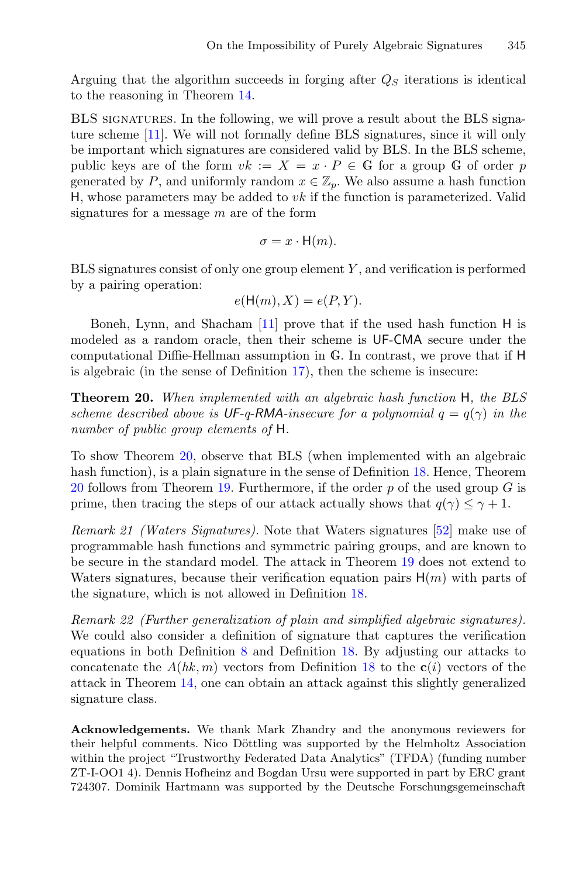Arguing that the algorithm succeeds in forging after $Q_S$ iterations is identical to the reasoning in Theorem 14.

BLS SIGNATURES. In the following, we will prove a result about the BLS signature scheme [11]. We will not formally define BLS signatures, since it will only be important which signatures are considered valid by BLS. In the BLS scheme, public keys are of the form $vk := X = x \cdot P \in \mathbb{G}$ for a group $\mathbb{G}$ of order $p$ generated by $P$, and uniformly random $x \in \mathbb{Z}_p$. We also assume a hash function $\mathsf{H}$, whose parameters may be added to $vk$ if the function is parameterized. Valid signatures for a message $m$ are of the form

$$\sigma = x \cdot \mathsf{H}(m).$$

BLS signatures consist of only one group element $Y$, and verification is performed by a pairing operation:

$$e(\mathsf{H}(m), X) = e(P, Y).$$

Boneh, Lynn, and Shacham [11] prove that if the used hash function $\mathsf{H}$ is modeled as a random oracle, then their scheme is $\mathsf{UF\text{-}CMA}$ secure under the computational Diffie-Hellman assumption in $\mathbb{G}$. In contrast, we prove that if $\mathsf{H}$ is algebraic (in the sense of Definition 17), then the scheme is insecure:

**Theorem 20.** *When implemented with an algebraic hash function* $\mathsf{H}$*, the BLS scheme described above is* $\mathsf{UF}$*-*$q$*-*$\mathsf{RMA}$*-insecure for a polynomial* $q = q(\gamma)$ *in the number of public group elements of* $\mathsf{H}$*.*

To show Theorem 20, observe that BLS (when implemented with an algebraic hash function), is a plain signature in the sense of Definition 18. Hence, Theorem 20 follows from Theorem 19. Furthermore, if the order $p$ of the used group $G$ is prime, then tracing the steps of our attack actually shows that $q(\gamma) \leq \gamma + 1$.

*Remark 21 (Waters Signatures).* Note that Waters signatures [52] make use of programmable hash functions and symmetric pairing groups, and are known to be secure in the standard model. The attack in Theorem 19 does not extend to Waters signatures, because their verification equation pairs $\mathsf{H}(m)$ with parts of the signature, which is not allowed in Definition 18.

*Remark 22 (Further generalization of plain and simplified algebraic signatures).* We could also consider a definition of signature that captures the verification equations in both Definition 8 and Definition 18. By adjusting our attacks to concatenate the $A(hk, m)$ vectors from Definition 18 to the $\mathbf{c}(i)$ vectors of the attack in Theorem 14, one can obtain an attack against this slightly generalized signature class.

**Acknowledgements.** We thank Mark Zhandry and the anonymous reviewers for their helpful comments. Nico Döttling was supported by the Helmholtz Association within the project "Trustworthy Federated Data Analytics" (TFDA) (funding number ZT-I-OO1 4). Dennis Hofheinz and Bogdan Ursu were supported in part by ERC grant 724307. Dominik Hartmann was supported by the Deutsche Forschungsgemeinschaft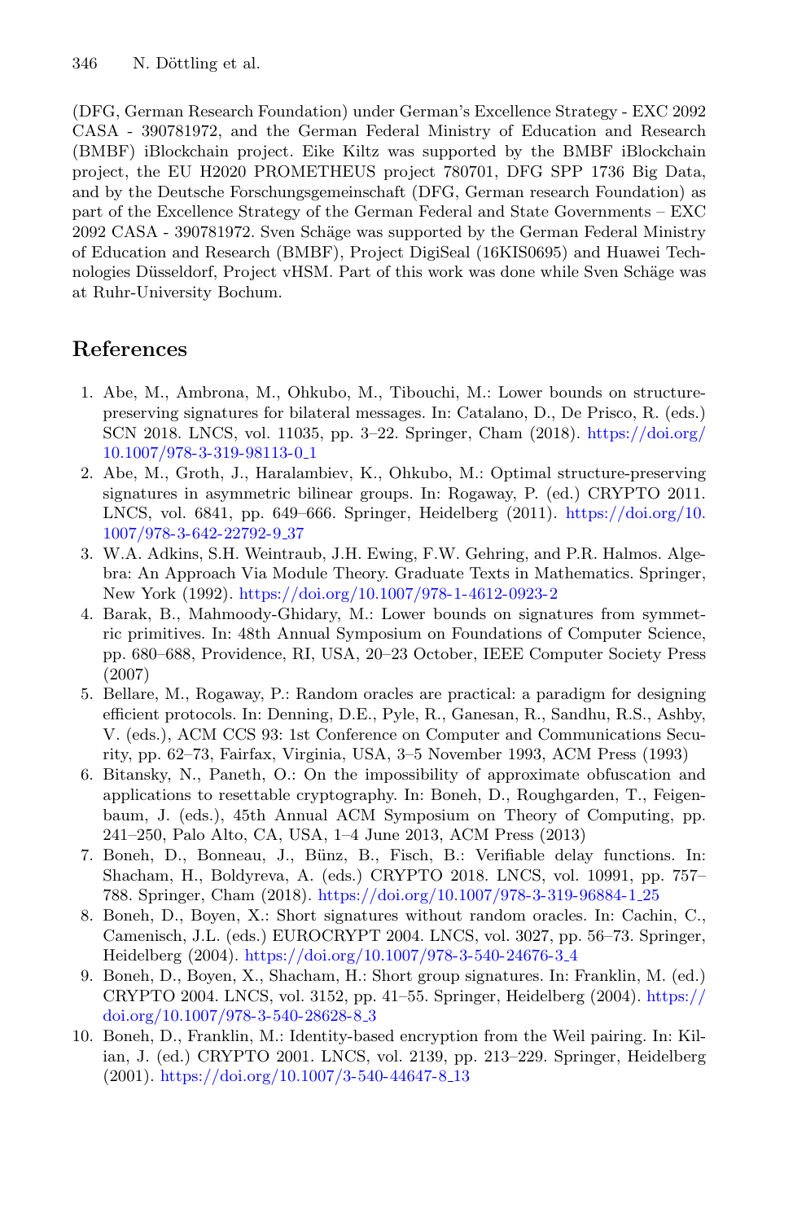(DFG, German Research Foundation) under German's Excellence Strategy - EXC 2092 CASA - 390781972, and the German Federal Ministry of Education and Research (BMBF) iBlockchain project. Eike Kiltz was supported by the BMBF iBlockchain project, the EU H2020 PROMETHEUS project 780701, DFG SPP 1736 Big Data, and by the Deutsche Forschungsgemeinschaft (DFG, German research Foundation) as part of the Excellence Strategy of the German Federal and State Governments – EXC 2092 CASA - 390781972. Sven Schäge was supported by the German Federal Ministry of Education and Research (BMBF), Project DigiSeal (16KIS0695) and Huawei Technologies Düsseldorf, Project vHSM. Part of this work was done while Sven Schäge was at Ruhr-University Bochum.

## References

1. Abe, M., Ambrona, M., Ohkubo, M., Tibouchi, M.: Lower bounds on structure-preserving signatures for bilateral messages. In: Catalano, D., De Prisco, R. (eds.) SCN 2018. LNCS, vol. 11035, pp. 3–22. Springer, Cham (2018). https://doi.org/10.1007/978-3-319-98113-0_1
2. Abe, M., Groth, J., Haralambiev, K., Ohkubo, M.: Optimal structure-preserving signatures in asymmetric bilinear groups. In: Rogaway, P. (ed.) CRYPTO 2011. LNCS, vol. 6841, pp. 649–666. Springer, Heidelberg (2011). https://doi.org/10.1007/978-3-642-22792-9_37
3. W.A. Adkins, S.H. Weintraub, J.H. Ewing, F.W. Gehring, and P.R. Halmos. Algebra: An Approach Via Module Theory. Graduate Texts in Mathematics. Springer, New York (1992). https://doi.org/10.1007/978-1-4612-0923-2
4. Barak, B., Mahmoody-Ghidary, M.: Lower bounds on signatures from symmetric primitives. In: 48th Annual Symposium on Foundations of Computer Science, pp. 680–688, Providence, RI, USA, 20–23 October, IEEE Computer Society Press (2007)
5. Bellare, M., Rogaway, P.: Random oracles are practical: a paradigm for designing efficient protocols. In: Denning, D.E., Pyle, R., Ganesan, R., Sandhu, R.S., Ashby, V. (eds.), ACM CCS 93: 1st Conference on Computer and Communications Security, pp. 62–73, Fairfax, Virginia, USA, 3–5 November 1993, ACM Press (1993)
6. Bitansky, N., Paneth, O.: On the impossibility of approximate obfuscation and applications to resettable cryptography. In: Boneh, D., Roughgarden, T., Feigenbaum, J. (eds.), 45th Annual ACM Symposium on Theory of Computing, pp. 241–250, Palo Alto, CA, USA, 1–4 June 2013, ACM Press (2013)
7. Boneh, D., Bonneau, J., Bünz, B., Fisch, B.: Verifiable delay functions. In: Shacham, H., Boldyreva, A. (eds.) CRYPTO 2018. LNCS, vol. 10991, pp. 757–788. Springer, Cham (2018). https://doi.org/10.1007/978-3-319-96884-1_25
8. Boneh, D., Boyen, X.: Short signatures without random oracles. In: Cachin, C., Camenisch, J.L. (eds.) EUROCRYPT 2004. LNCS, vol. 3027, pp. 56–73. Springer, Heidelberg (2004). https://doi.org/10.1007/978-3-540-24676-3_4
9. Boneh, D., Boyen, X., Shacham, H.: Short group signatures. In: Franklin, M. (ed.) CRYPTO 2004. LNCS, vol. 3152, pp. 41–55. Springer, Heidelberg (2004). https://doi.org/10.1007/978-3-540-28628-8_3
10. Boneh, D., Franklin, M.: Identity-based encryption from the Weil pairing. In: Kilian, J. (ed.) CRYPTO 2001. LNCS, vol. 2139, pp. 213–229. Springer, Heidelberg (2001). https://doi.org/10.1007/3-540-44647-8_13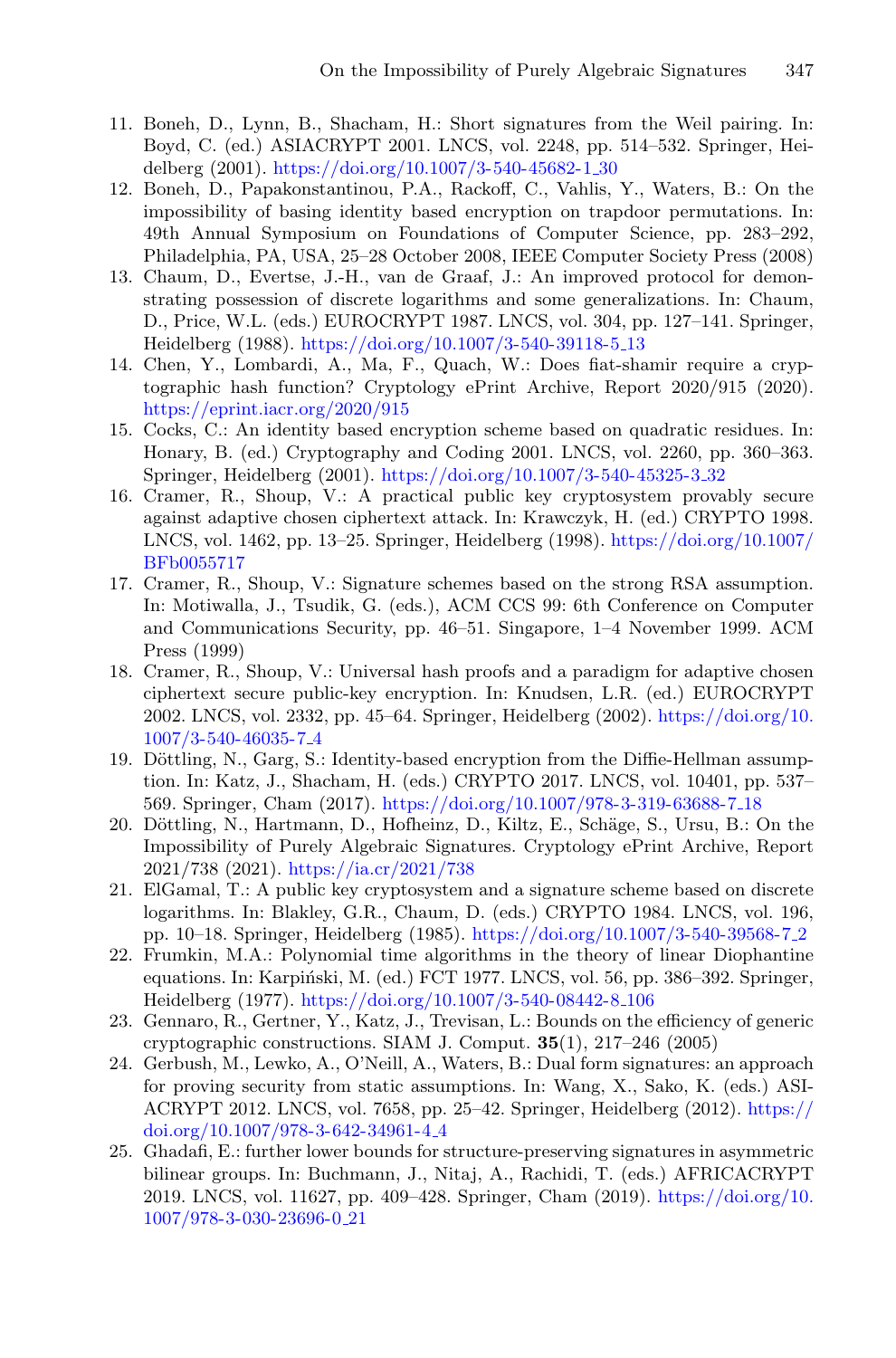11. Boneh, D., Lynn, B., Shacham, H.: Short signatures from the Weil pairing. In: Boyd, C. (ed.) ASIACRYPT 2001. LNCS, vol. 2248, pp. 514–532. Springer, Heidelberg (2001). https://doi.org/10.1007/3-540-45682-1_30
12. Boneh, D., Papakonstantinou, P.A., Rackoff, C., Vahlis, Y., Waters, B.: On the impossibility of basing identity based encryption on trapdoor permutations. In: 49th Annual Symposium on Foundations of Computer Science, pp. 283–292, Philadelphia, PA, USA, 25–28 October 2008, IEEE Computer Society Press (2008)
13. Chaum, D., Evertse, J.-H., van de Graaf, J.: An improved protocol for demonstrating possession of discrete logarithms and some generalizations. In: Chaum, D., Price, W.L. (eds.) EUROCRYPT 1987. LNCS, vol. 304, pp. 127–141. Springer, Heidelberg (1988). https://doi.org/10.1007/3-540-39118-5_13
14. Chen, Y., Lombardi, A., Ma, F., Quach, W.: Does fiat-shamir require a cryptographic hash function? Cryptology ePrint Archive, Report 2020/915 (2020). https://eprint.iacr.org/2020/915
15. Cocks, C.: An identity based encryption scheme based on quadratic residues. In: Honary, B. (ed.) Cryptography and Coding 2001. LNCS, vol. 2260, pp. 360–363. Springer, Heidelberg (2001). https://doi.org/10.1007/3-540-45325-3_32
16. Cramer, R., Shoup, V.: A practical public key cryptosystem provably secure against adaptive chosen ciphertext attack. In: Krawczyk, H. (ed.) CRYPTO 1998. LNCS, vol. 1462, pp. 13–25. Springer, Heidelberg (1998). https://doi.org/10.1007/BFb0055717
17. Cramer, R., Shoup, V.: Signature schemes based on the strong RSA assumption. In: Motiwalla, J., Tsudik, G. (eds.), ACM CCS 99: 6th Conference on Computer and Communications Security, pp. 46–51. Singapore, 1–4 November 1999. ACM Press (1999)
18. Cramer, R., Shoup, V.: Universal hash proofs and a paradigm for adaptive chosen ciphertext secure public-key encryption. In: Knudsen, L.R. (ed.) EUROCRYPT 2002. LNCS, vol. 2332, pp. 45–64. Springer, Heidelberg (2002). https://doi.org/10.1007/3-540-46035-7_4
19. Döttling, N., Garg, S.: Identity-based encryption from the Diffie-Hellman assumption. In: Katz, J., Shacham, H. (eds.) CRYPTO 2017. LNCS, vol. 10401, pp. 537–569. Springer, Cham (2017). https://doi.org/10.1007/978-3-319-63688-7_18
20. Döttling, N., Hartmann, D., Hofheinz, D., Kiltz, E., Schäge, S., Ursu, B.: On the Impossibility of Purely Algebraic Signatures. Cryptology ePrint Archive, Report 2021/738 (2021). https://ia.cr/2021/738
21. ElGamal, T.: A public key cryptosystem and a signature scheme based on discrete logarithms. In: Blakley, G.R., Chaum, D. (eds.) CRYPTO 1984. LNCS, vol. 196, pp. 10–18. Springer, Heidelberg (1985). https://doi.org/10.1007/3-540-39568-7_2
22. Frumkin, M.A.: Polynomial time algorithms in the theory of linear Diophantine equations. In: Karpiński, M. (ed.) FCT 1977. LNCS, vol. 56, pp. 386–392. Springer, Heidelberg (1977). https://doi.org/10.1007/3-540-08442-8_106
23. Gennaro, R., Gertner, Y., Katz, J., Trevisan, L.: Bounds on the efficiency of generic cryptographic constructions. SIAM J. Comput. **35**(1), 217–246 (2005)
24. Gerbush, M., Lewko, A., O'Neill, A., Waters, B.: Dual form signatures: an approach for proving security from static assumptions. In: Wang, X., Sako, K. (eds.) ASIACRYPT 2012. LNCS, vol. 7658, pp. 25–42. Springer, Heidelberg (2012). https://doi.org/10.1007/978-3-642-34961-4_4
25. Ghadafi, E.: further lower bounds for structure-preserving signatures in asymmetric bilinear groups. In: Buchmann, J., Nitaj, A., Rachidi, T. (eds.) AFRICACRYPT 2019. LNCS, vol. 11627, pp. 409–428. Springer, Cham (2019). https://doi.org/10.1007/978-3-030-23696-0_21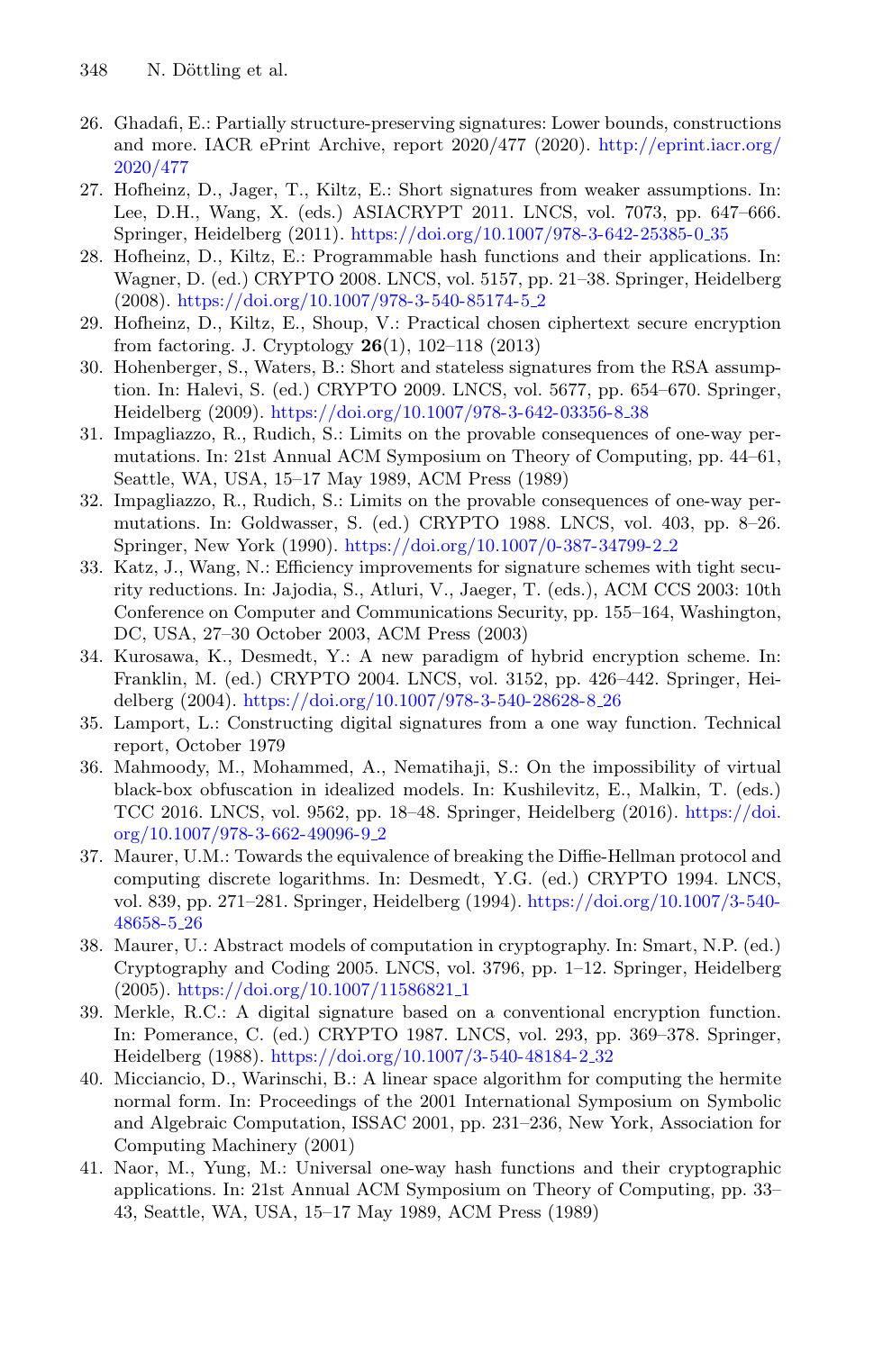26. Ghadafi, E.: Partially structure-preserving signatures: Lower bounds, constructions and more. IACR ePrint Archive, report 2020/477 (2020). http://eprint.iacr.org/2020/477
27. Hofheinz, D., Jager, T., Kiltz, E.: Short signatures from weaker assumptions. In: Lee, D.H., Wang, X. (eds.) ASIACRYPT 2011. LNCS, vol. 7073, pp. 647–666. Springer, Heidelberg (2011). https://doi.org/10.1007/978-3-642-25385-0_35
28. Hofheinz, D., Kiltz, E.: Programmable hash functions and their applications. In: Wagner, D. (ed.) CRYPTO 2008. LNCS, vol. 5157, pp. 21–38. Springer, Heidelberg (2008). https://doi.org/10.1007/978-3-540-85174-5_2
29. Hofheinz, D., Kiltz, E., Shoup, V.: Practical chosen ciphertext secure encryption from factoring. J. Cryptology **26**(1), 102–118 (2013)
30. Hohenberger, S., Waters, B.: Short and stateless signatures from the RSA assumption. In: Halevi, S. (ed.) CRYPTO 2009. LNCS, vol. 5677, pp. 654–670. Springer, Heidelberg (2009). https://doi.org/10.1007/978-3-642-03356-8_38
31. Impagliazzo, R., Rudich, S.: Limits on the provable consequences of one-way permutations. In: 21st Annual ACM Symposium on Theory of Computing, pp. 44–61, Seattle, WA, USA, 15–17 May 1989, ACM Press (1989)
32. Impagliazzo, R., Rudich, S.: Limits on the provable consequences of one-way permutations. In: Goldwasser, S. (ed.) CRYPTO 1988. LNCS, vol. 403, pp. 8–26. Springer, New York (1990). https://doi.org/10.1007/0-387-34799-2_2
33. Katz, J., Wang, N.: Efficiency improvements for signature schemes with tight security reductions. In: Jajodia, S., Atluri, V., Jaeger, T. (eds.), ACM CCS 2003: 10th Conference on Computer and Communications Security, pp. 155–164, Washington, DC, USA, 27–30 October 2003, ACM Press (2003)
34. Kurosawa, K., Desmedt, Y.: A new paradigm of hybrid encryption scheme. In: Franklin, M. (ed.) CRYPTO 2004. LNCS, vol. 3152, pp. 426–442. Springer, Heidelberg (2004). https://doi.org/10.1007/978-3-540-28628-8_26
35. Lamport, L.: Constructing digital signatures from a one way function. Technical report, October 1979
36. Mahmoody, M., Mohammed, A., Nematihaji, S.: On the impossibility of virtual black-box obfuscation in idealized models. In: Kushilevitz, E., Malkin, T. (eds.) TCC 2016. LNCS, vol. 9562, pp. 18–48. Springer, Heidelberg (2016). https://doi.org/10.1007/978-3-662-49096-9_2
37. Maurer, U.M.: Towards the equivalence of breaking the Diffie-Hellman protocol and computing discrete logarithms. In: Desmedt, Y.G. (ed.) CRYPTO 1994. LNCS, vol. 839, pp. 271–281. Springer, Heidelberg (1994). https://doi.org/10.1007/3-540-48658-5_26
38. Maurer, U.: Abstract models of computation in cryptography. In: Smart, N.P. (ed.) Cryptography and Coding 2005. LNCS, vol. 3796, pp. 1–12. Springer, Heidelberg (2005). https://doi.org/10.1007/11586821_1
39. Merkle, R.C.: A digital signature based on a conventional encryption function. In: Pomerance, C. (ed.) CRYPTO 1987. LNCS, vol. 293, pp. 369–378. Springer, Heidelberg (1988). https://doi.org/10.1007/3-540-48184-2_32
40. Micciancio, D., Warinschi, B.: A linear space algorithm for computing the hermite normal form. In: Proceedings of the 2001 International Symposium on Symbolic and Algebraic Computation, ISSAC 2001, pp. 231–236, New York, Association for Computing Machinery (2001)
41. Naor, M., Yung, M.: Universal one-way hash functions and their cryptographic applications. In: 21st Annual ACM Symposium on Theory of Computing, pp. 33–43, Seattle, WA, USA, 15–17 May 1989, ACM Press (1989)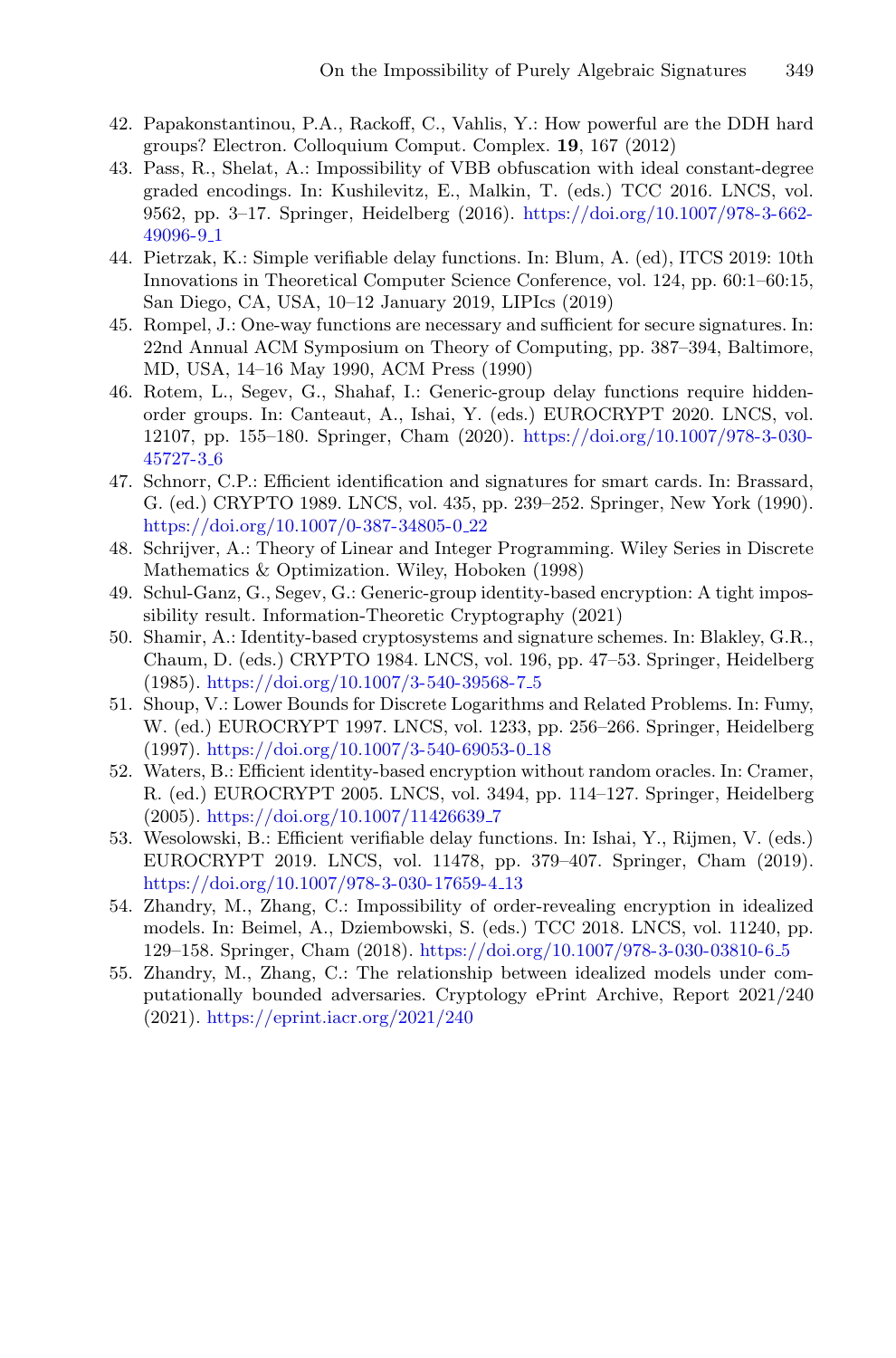42. Papakonstantinou, P.A., Rackoff, C., Vahlis, Y.: How powerful are the DDH hard groups? Electron. Colloquium Comput. Complex. **19**, 167 (2012)
43. Pass, R., Shelat, A.: Impossibility of VBB obfuscation with ideal constant-degree graded encodings. In: Kushilevitz, E., Malkin, T. (eds.) TCC 2016. LNCS, vol. 9562, pp. 3–17. Springer, Heidelberg (2016). https://doi.org/10.1007/978-3-662-49096-9_1
44. Pietrzak, K.: Simple verifiable delay functions. In: Blum, A. (ed), ITCS 2019: 10th Innovations in Theoretical Computer Science Conference, vol. 124, pp. 60:1–60:15, San Diego, CA, USA, 10–12 January 2019, LIPIcs (2019)
45. Rompel, J.: One-way functions are necessary and sufficient for secure signatures. In: 22nd Annual ACM Symposium on Theory of Computing, pp. 387–394, Baltimore, MD, USA, 14–16 May 1990, ACM Press (1990)
46. Rotem, L., Segev, G., Shahaf, I.: Generic-group delay functions require hidden-order groups. In: Canteaut, A., Ishai, Y. (eds.) EUROCRYPT 2020. LNCS, vol. 12107, pp. 155–180. Springer, Cham (2020). https://doi.org/10.1007/978-3-030-45727-3_6
47. Schnorr, C.P.: Efficient identification and signatures for smart cards. In: Brassard, G. (ed.) CRYPTO 1989. LNCS, vol. 435, pp. 239–252. Springer, New York (1990). https://doi.org/10.1007/0-387-34805-0_22
48. Schrijver, A.: Theory of Linear and Integer Programming. Wiley Series in Discrete Mathematics & Optimization. Wiley, Hoboken (1998)
49. Schul-Ganz, G., Segev, G.: Generic-group identity-based encryption: A tight impossibility result. Information-Theoretic Cryptography (2021)
50. Shamir, A.: Identity-based cryptosystems and signature schemes. In: Blakley, G.R., Chaum, D. (eds.) CRYPTO 1984. LNCS, vol. 196, pp. 47–53. Springer, Heidelberg (1985). https://doi.org/10.1007/3-540-39568-7_5
51. Shoup, V.: Lower Bounds for Discrete Logarithms and Related Problems. In: Fumy, W. (ed.) EUROCRYPT 1997. LNCS, vol. 1233, pp. 256–266. Springer, Heidelberg (1997). https://doi.org/10.1007/3-540-69053-0_18
52. Waters, B.: Efficient identity-based encryption without random oracles. In: Cramer, R. (ed.) EUROCRYPT 2005. LNCS, vol. 3494, pp. 114–127. Springer, Heidelberg (2005). https://doi.org/10.1007/11426639_7
53. Wesolowski, B.: Efficient verifiable delay functions. In: Ishai, Y., Rijmen, V. (eds.) EUROCRYPT 2019. LNCS, vol. 11478, pp. 379–407. Springer, Cham (2019). https://doi.org/10.1007/978-3-030-17659-4_13
54. Zhandry, M., Zhang, C.: Impossibility of order-revealing encryption in idealized models. In: Beimel, A., Dziembowski, S. (eds.) TCC 2018. LNCS, vol. 11240, pp. 129–158. Springer, Cham (2018). https://doi.org/10.1007/978-3-030-03810-6_5
55. Zhandry, M., Zhang, C.: The relationship between idealized models under computationally bounded adversaries. Cryptology ePrint Archive, Report 2021/240 (2021). https://eprint.iacr.org/2021/240